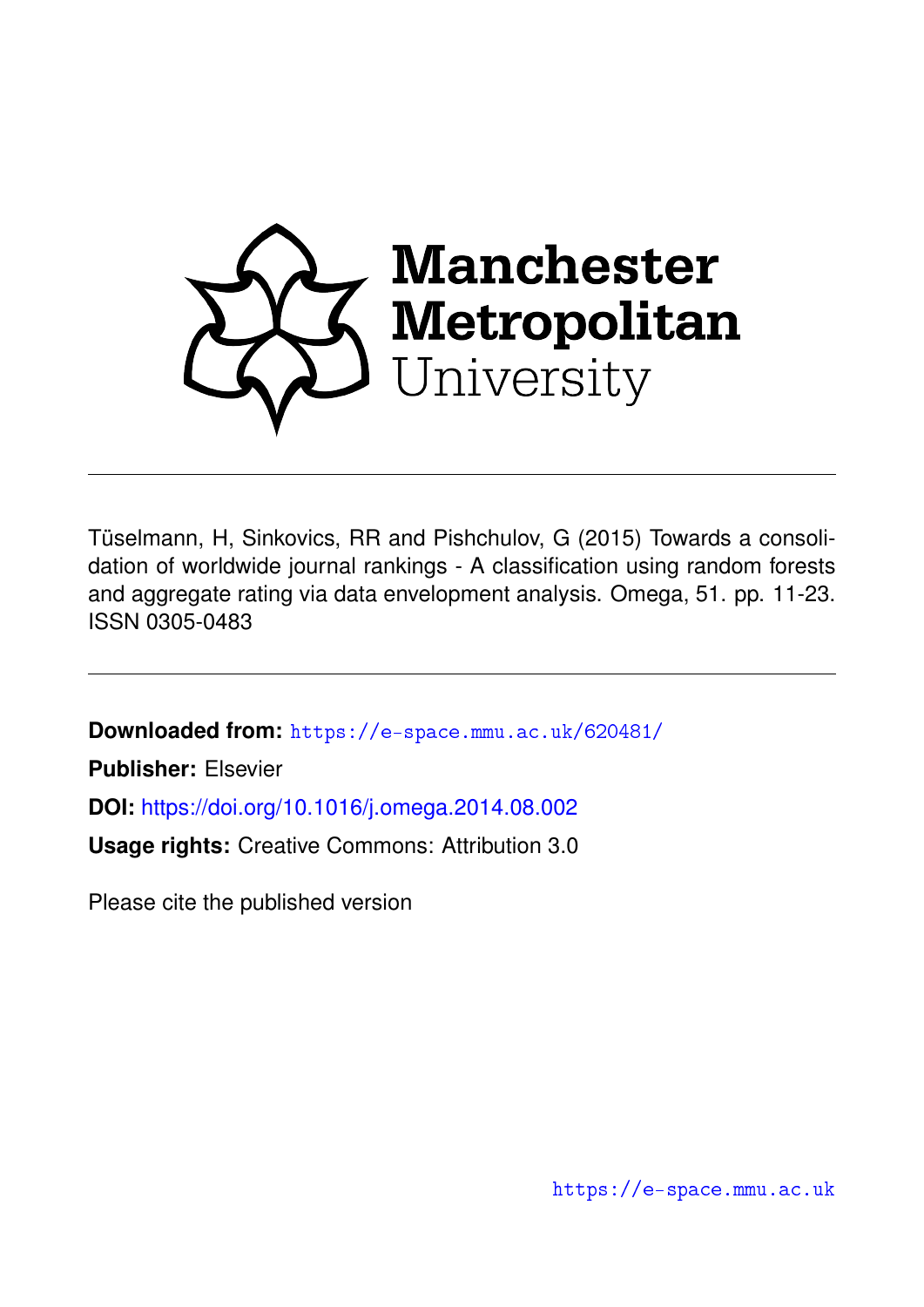Manchester Metropolitan University

Tüselmann, H, Sinkovics, RR and Pishchulov, G (2015) Towards a consolidation of worldwide journal rankings - A classification using random forests and aggregate rating via data envelopment analysis. Omega, 51. pp. 11-23. ISSN 0305-0483

**Downloaded from:** https://e-space.mmu.ac.uk/620481/

**Publisher:** Elsevier

**DOI:** https://doi.org/10.1016/j.omega.2014.08.002

**Usage rights:** Creative Commons: Attribution 3.0

Please cite the published version

https://e-space.mmu.ac.uk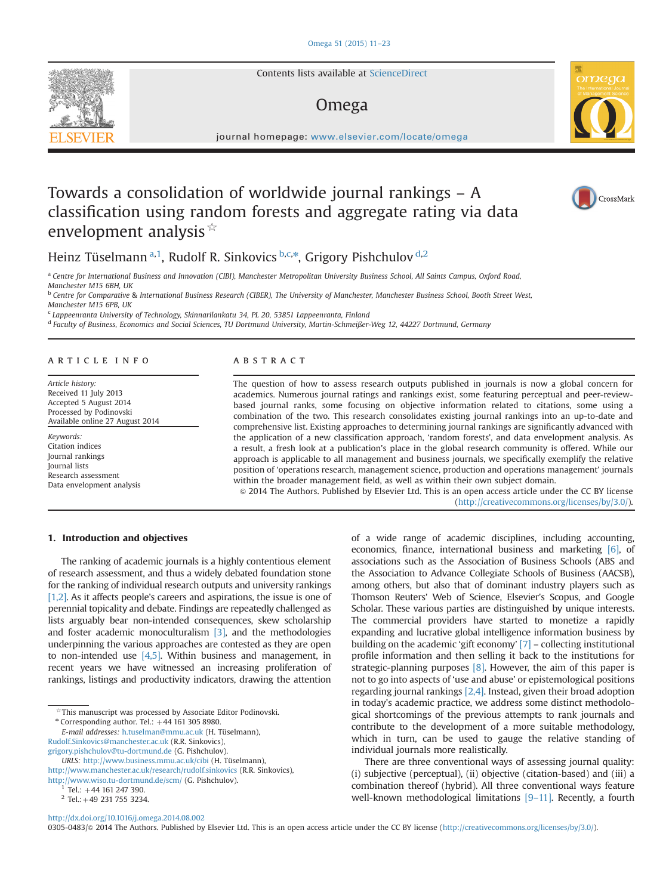# Towards a consolidation of worldwide journal rankings – A classification using random forests and aggregate rating via data envelopment analysis☆

Heinz Tüselmann [a,1], Rudolf R. Sinkovics [b,c,*], Grigory Pishchulov [d,2]

[a] Centre for International Business and Innovation (CIBI), Manchester Metropolitan University Business School, All Saints Campus, Oxford Road, Manchester M15 6BH, UK

[b] Centre for Comparative & International Business Research (CIBER), The University of Manchester, Manchester Business School, Booth Street West, Manchester M15 6PB, UK

[c] Lappeenranta University of Technology, Skinnarilankatu 34, PL 20, 53851 Lappeenranta, Finland

[d] Faculty of Business, Economics and Social Sciences, TU Dortmund University, Martin-Schmeißer-Weg 12, 44227 Dortmund, Germany

## ARTICLE INFO

*Article history:*
Received 11 July 2013
Accepted 5 August 2014
Processed by Podinovski
Available online 27 August 2014

*Keywords:*
Citation indices
Journal rankings
Journal lists
Research assessment
Data envelopment analysis

## ABSTRACT

The question of how to assess research outputs published in journals is now a global concern for academics. Numerous journal ratings and rankings exist, some featuring perceptual and peer-review-based journal ranks, some focusing on objective information related to citations, some using a combination of the two. This research consolidates existing journal rankings into an up-to-date and comprehensive list. Existing approaches to determining journal rankings are significantly advanced with the application of a new classification approach, 'random forests', and data envelopment analysis. As a result, a fresh look at a publication's place in the global research community is offered. While our approach is applicable to all management and business journals, we specifically exemplify the relative position of 'operations research, management science, production and operations management' journals within the broader management field, as well as within their own subject domain.

© 2014 The Authors. Published by Elsevier Ltd. This is an open access article under the CC BY license (http://creativecommons.org/licenses/by/3.0/).

## 1. Introduction and objectives

The ranking of academic journals is a highly contentious element of research assessment, and thus a widely debated foundation stone for the ranking of individual research outputs and university rankings [1,2]. As it affects people's careers and aspirations, the issue is one of perennial topicality and debate. Findings are repeatedly challenged as lists arguably bear non-intended consequences, skew scholarship and foster academic monoculturalism [3], and the methodologies underpinning the various approaches are contested as they are open to non-intended use [4,5]. Within business and management, in recent years we have witnessed an increasing proliferation of rankings, listings and productivity indicators, drawing the attention of a wide range of academic disciplines, including accounting, economics, finance, international business and marketing [6], of associations such as the Association of Business Schools (ABS and the Association to Advance Collegiate Schools of Business (AACSB), among others, but also that of dominant industry players such as Thomson Reuters' Web of Science, Elsevier's Scopus, and Google Scholar. These various parties are distinguished by unique interests. The commercial providers have started to monetize a rapidly expanding and lucrative global intelligence information business by building on the academic 'gift economy' [7] – collecting institutional profile information and then selling it back to the institutions for strategic-planning purposes [8]. However, the aim of this paper is not to go into aspects of 'use and abuse' or epistemological positions regarding journal rankings [2,4]. Instead, given their broad adoption in today's academic practice, we address some distinct methodological shortcomings of the previous attempts to rank journals and contribute to the development of a more suitable methodology, which in turn, can be used to gauge the relative standing of individual journals more realistically.

There are three conventional ways of assessing journal quality: (i) subjective (perceptual), (ii) objective (citation-based) and (iii) a combination thereof (hybrid). All three conventional ways feature well-known methodological limitations [9–11]. Recently, a fourth

☆ This manuscript was processed by Associate Editor Podinovski.

\* Corresponding author. Tel.: +44 161 305 8980.

*E-mail addresses:* h.tuselman@mmu.ac.uk (H. Tüselmann), Rudolf.Sinkovics@manchester.ac.uk (R.R. Sinkovics), grigory.pishchulov@tu-dortmund.de (G. Pishchulov).

*URLS:* http://www.business.mmu.ac.uk/cibi (H. Tüselmann), http://www.manchester.ac.uk/research/rudolf.sinkovics (R.R. Sinkovics), http://www.wiso.tu-dortmund.de/scm/ (G. Pishchulov).

[1] Tel.: +44 161 247 390.

[2] Tel.: +49 231 755 3234.

http://dx.doi.org/10.1016/j.omega.2014.08.002

0305-0483/© 2014 The Authors. Published by Elsevier Ltd. This is an open access article under the CC BY license (http://creativecommons.org/licenses/by/3.0/).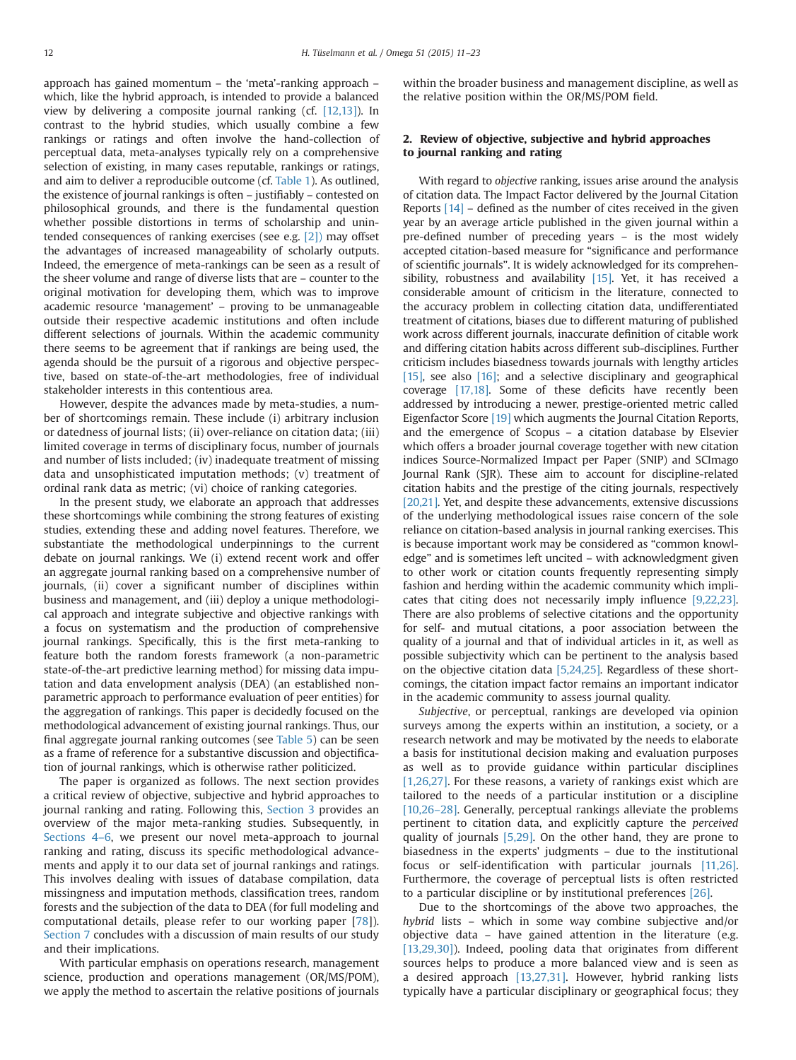approach has gained momentum – the 'meta'-ranking approach – which, like the hybrid approach, is intended to provide a balanced view by delivering a composite journal ranking (cf. [12,13]). In contrast to the hybrid studies, which usually combine a few rankings or ratings and often involve the hand-collection of perceptual data, meta-analyses typically rely on a comprehensive selection of existing, in many cases reputable, rankings or ratings, and aim to deliver a reproducible outcome (cf. Table 1). As outlined, the existence of journal rankings is often – justifiably – contested on philosophical grounds, and there is the fundamental question whether possible distortions in terms of scholarship and unintended consequences of ranking exercises (see e.g. [2]) may offset the advantages of increased manageability of scholarly outputs. Indeed, the emergence of meta-rankings can be seen as a result of the sheer volume and range of diverse lists that are – counter to the original motivation for developing them, which was to improve academic resource 'management' – proving to be unmanageable outside their respective academic institutions and often include different selections of journals. Within the academic community there seems to be agreement that if rankings are being used, the agenda should be the pursuit of a rigorous and objective perspective, based on state-of-the-art methodologies, free of individual stakeholder interests in this contentious area.

However, despite the advances made by meta-studies, a number of shortcomings remain. These include (i) arbitrary inclusion or datedness of journal lists; (ii) over-reliance on citation data; (iii) limited coverage in terms of disciplinary focus, number of journals and number of lists included; (iv) inadequate treatment of missing data and unsophisticated imputation methods; (v) treatment of ordinal rank data as metric; (vi) choice of ranking categories.

In the present study, we elaborate an approach that addresses these shortcomings while combining the strong features of existing studies, extending these and adding novel features. Therefore, we substantiate the methodological underpinnings to the current debate on journal rankings. We (i) extend recent work and offer an aggregate journal ranking based on a comprehensive number of journals, (ii) cover a significant number of disciplines within business and management, and (iii) deploy a unique methodological approach and integrate subjective and objective rankings with a focus on systematism and the production of comprehensive journal rankings. Specifically, this is the first meta-ranking to feature both the random forests framework (a non-parametric state-of-the-art predictive learning method) for missing data imputation and data envelopment analysis (DEA) (an established non-parametric approach to performance evaluation of peer entities) for the aggregation of rankings. This paper is decidedly focused on the methodological advancement of existing journal rankings. Thus, our final aggregate journal ranking outcomes (see Table 5) can be seen as a frame of reference for a substantive discussion and objectification of journal rankings, which is otherwise rather politicized.

The paper is organized as follows. The next section provides a critical review of objective, subjective and hybrid approaches to journal ranking and rating. Following this, Section 3 provides an overview of the major meta-ranking studies. Subsequently, in Sections 4–6, we present our novel meta-approach to journal ranking and rating, discuss its specific methodological advancements and apply it to our data set of journal rankings and ratings. This involves dealing with issues of database compilation, data missingness and imputation methods, classification trees, random forests and the subjection of the data to DEA (for full modeling and computational details, please refer to our working paper [78]). Section 7 concludes with a discussion of main results of our study and their implications.

With particular emphasis on operations research, management science, production and operations management (OR/MS/POM), we apply the method to ascertain the relative positions of journals within the broader business and management discipline, as well as the relative position within the OR/MS/POM field.

## 2. Review of objective, subjective and hybrid approaches to journal ranking and rating

With regard to *objective* ranking, issues arise around the analysis of citation data. The Impact Factor delivered by the Journal Citation Reports [14] – defined as the number of cites received in the given year by an average article published in the given journal within a pre-defined number of preceding years – is the most widely accepted citation-based measure for "significance and performance of scientific journals". It is widely acknowledged for its comprehensibility, robustness and availability [15]. Yet, it has received a considerable amount of criticism in the literature, connected to the accuracy problem in collecting citation data, undifferentiated treatment of citations, biases due to different maturing of published work across different journals, inaccurate definition of citable work and differing citation habits across different sub-disciplines. Further criticism includes biasedness towards journals with lengthy articles [15], see also [16]; and a selective disciplinary and geographical coverage [17,18]. Some of these deficits have recently been addressed by introducing a newer, prestige-oriented metric called Eigenfactor Score [19] which augments the Journal Citation Reports, and the emergence of Scopus – a citation database by Elsevier which offers a broader journal coverage together with new citation indices Source-Normalized Impact per Paper (SNIP) and SCImago Journal Rank (SJR). These aim to account for discipline-related citation habits and the prestige of the citing journals, respectively [20,21]. Yet, and despite these advancements, extensive discussions of the underlying methodological issues raise concern of the sole reliance on citation-based analysis in journal ranking exercises. This is because important work may be considered as "common knowledge" and is sometimes left uncited – with acknowledgment given to other work or citation counts frequently representing simply fashion and herding within the academic community which implicates that citing does not necessarily imply influence [9,22,23]. There are also problems of selective citations and the opportunity for self- and mutual citations, a poor association between the quality of a journal and that of individual articles in it, as well as possible subjectivity which can be pertinent to the analysis based on the objective citation data [5,24,25]. Regardless of these shortcomings, the citation impact factor remains an important indicator in the academic community to assess journal quality.

*Subjective*, or perceptual, rankings are developed via opinion surveys among the experts within an institution, a society, or a research network and may be motivated by the needs to elaborate a basis for institutional decision making and evaluation purposes as well as to provide guidance within particular disciplines [1,26,27]. For these reasons, a variety of rankings exist which are tailored to the needs of a particular institution or a discipline [10,26–28]. Generally, perceptual rankings alleviate the problems pertinent to citation data, and explicitly capture the *perceived* quality of journals [5,29]. On the other hand, they are prone to biasedness in the experts' judgments – due to the institutional focus or self-identification with particular journals [11,26]. Furthermore, the coverage of perceptual lists is often restricted to a particular discipline or by institutional preferences [26].

Due to the shortcomings of the above two approaches, the *hybrid* lists – which in some way combine subjective and/or objective data – have gained attention in the literature (e.g. [13,29,30]). Indeed, pooling data that originates from different sources helps to produce a more balanced view and is seen as a desired approach [13,27,31]. However, hybrid ranking lists typically have a particular disciplinary or geographical focus; they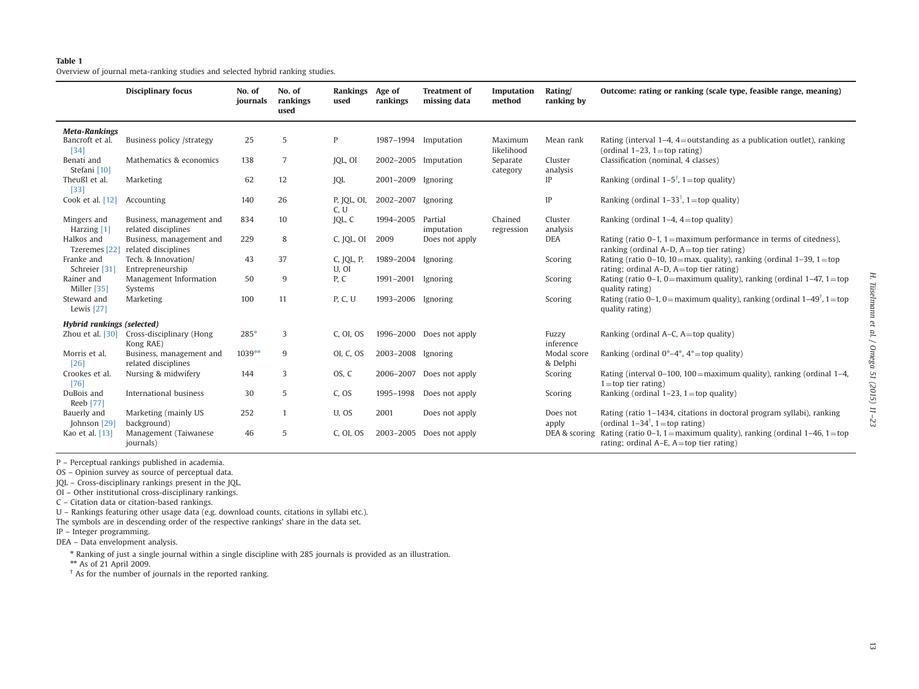**Table 1**
Overview of journal meta-ranking studies and selected hybrid ranking studies.

| | Disciplinary focus | No. of journals | No. of rankings used | Rankings used | Age of rankings | Treatment of missing data | Imputation method | Rating/ ranking by | Outcome: rating or ranking (scale type, feasible range, meaning) |
|---|---|---|---|---|---|---|---|---|---|
| ***Meta-Rankings*** | | | | | | | | | |
| Bancroft et al. [34] | Business policy /strategy | 25 | 5 | P | 1987–1994 | Imputation | Maximum likelihood | Mean rank | Rating (interval 1–4, 4 = outstanding as a publication outlet), ranking (ordinal 1–23, 1 = top rating) |
| Benati and Stefani [10] | Mathematics & economics | 138 | 7 | JQL, OI | 2002–2005 | Imputation | Separate category | Cluster analysis | Classification (nominal, 4 classes) |
| Theußl et al. [33] | Marketing | 62 | 12 | JQL | 2001–2009 | Ignoring | | IP | Ranking (ordinal 1–5†, 1 = top quality) |
| Cook et al. [12] | Accounting | 140 | 26 | P, JQL, OI, C, U | 2002–2007 | Ignoring | | IP | Ranking (ordinal 1–33†, 1 = top quality) |
| Mingers and Harzing [1] | Business, management and related disciplines | 834 | 10 | JQL, C | 1994–2005 | Partial imputation | Chained regression | Cluster analysis | Ranking (ordinal 1–4, 4 = top quality) |
| Halkos and Tzeremes [22] | Business, management and related disciplines | 229 | 8 | C, JQL, OI | 2009 | Does not apply | | DEA | Rating (ratio 0–1, 1 = maximum performance in terms of citedness), ranking (ordinal A–D, A = top tier rating) |
| Franke and Schreier [31] | Tech. & Innovation/ Entrepreneurship | 43 | 37 | C, JQL, P, U, OI | 1989–2004 | Ignoring | | Scoring | Rating (ratio 0–10, 10 = max. quality), ranking (ordinal 1–39, 1 = top rating; ordinal A–D, A = top tier rating) |
| Rainer and Miller [35] | Management Information Systems | 50 | 9 | P, C | 1991–2001 | Ignoring | | Scoring | Rating (ratio 0–1, 0 = maximum quality), ranking (ordinal 1–47, 1 = top quality rating) |
| Steward and Lewis [27] | Marketing | 100 | 11 | P, C, U | 1993–2006 | Ignoring | | Scoring | Rating (ratio 0–1, 0 = maximum quality), ranking (ordinal 1–49†, 1 = top quality rating) |
| ***Hybrid rankings (selected)*** | | | | | | | | | |
| Zhou et al. [30] | Cross-disciplinary (Hong Kong RAE) | 285* | 3 | C, OI, OS | 1996–2000 | Does not apply | | Fuzzy inference | Ranking (ordinal A–C, A = top quality) |
| Morris et al. [26] | Business, management and related disciplines | 1039** | 9 | OI, C, OS | 2003–2008 | Ignoring | | Modal score & Delphi | Ranking (ordinal 0*–4*, 4* = top quality) |
| Crookes et al. [76] | Nursing & midwifery | 144 | 3 | OS, C | 2006–2007 | Does not apply | | Scoring | Rating (interval 0–100, 100 = maximum quality), ranking (ordinal 1–4, 1 = top tier rating) |
| DuBois and Reeb [77] | International business | 30 | 5 | C, OS | 1995–1998 | Does not apply | | Scoring | Ranking (ordinal 1–23, 1 = top quality) |
| Bauerly and Johnson [29] | Marketing (mainly US background) | 252 | 1 | U, OS | 2001 | Does not apply | | Does not apply | Rating (ratio 1–1434, citations in doctoral program syllabi), ranking (ordinal 1–34†, 1 = top rating) |
| Kao et al. [13] | Management (Taiwanese journals) | 46 | 5 | C, OI, OS | 2003–2005 | Does not apply | | DEA & scoring | Rating (ratio 0–1, 1 = maximum quality), ranking (ordinal 1–46, 1 = top rating; ordinal A–E, A = top tier rating) |

P – Perceptual rankings published in academia.
OS – Opinion survey as source of perceptual data.
JQL – Cross-disciplinary rankings present in the JQL.
OI – Other institutional cross-disciplinary rankings.
C – Citation data or citation-based rankings.
U – Rankings featuring other usage data (e.g. download counts, citations in syllabi etc.).
The symbols are in descending order of the respective rankings' share in the data set.
IP – Integer programming.
DEA – Data envelopment analysis.

\* Ranking of just a single journal within a single discipline with 285 journals is provided as an illustration.
\*\* As of 21 April 2009.
† As for the number of journals in the reported ranking.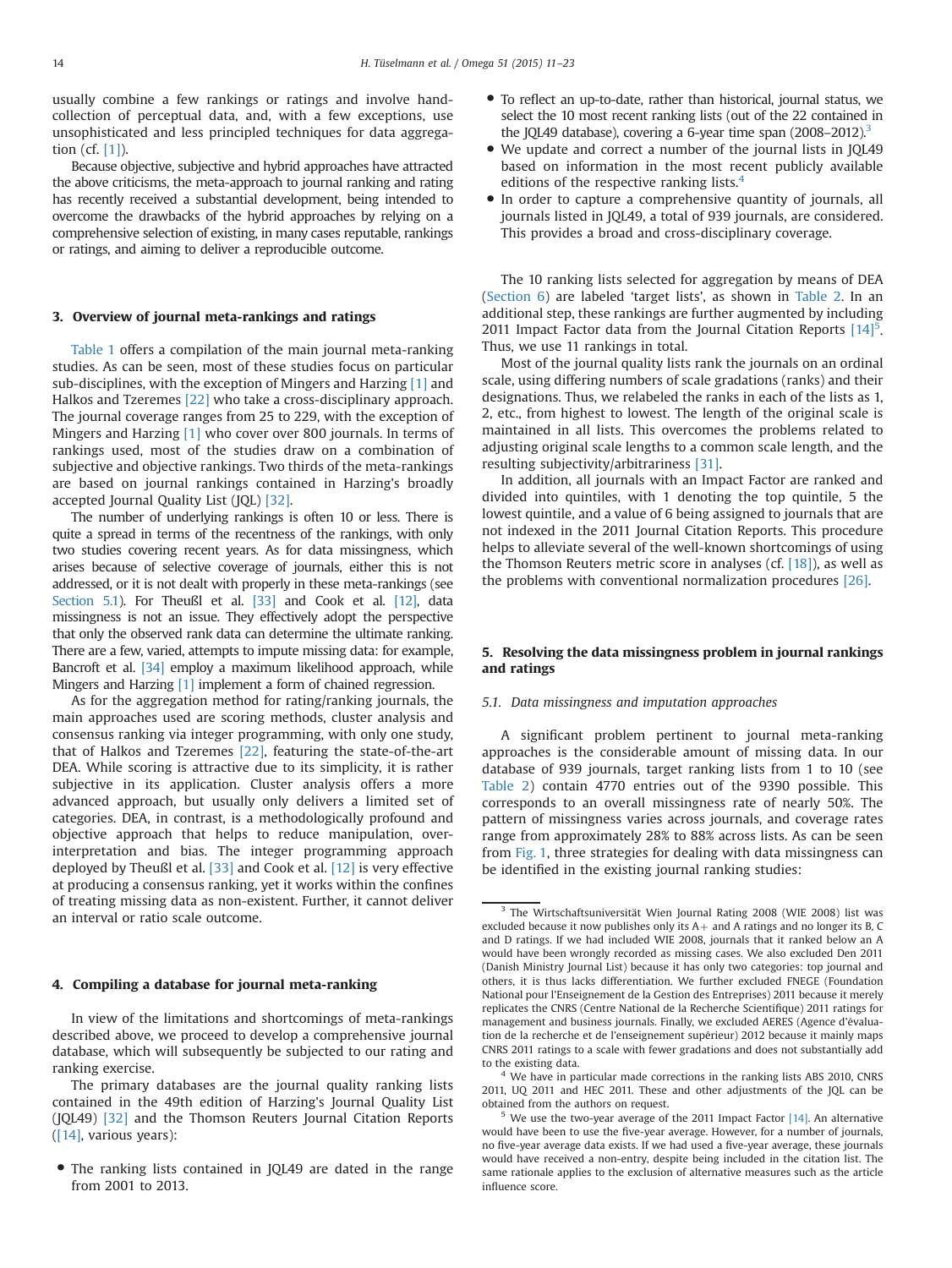usually combine a few rankings or ratings and involve hand-collection of perceptual data, and, with a few exceptions, use unsophisticated and less principled techniques for data aggregation (cf. [1]).

Because objective, subjective and hybrid approaches have attracted the above criticisms, the meta-approach to journal ranking and rating has recently received a substantial development, being intended to overcome the drawbacks of the hybrid approaches by relying on a comprehensive selection of existing, in many cases reputable, rankings or ratings, and aiming to deliver a reproducible outcome.

## 3. Overview of journal meta-rankings and ratings

Table 1 offers a compilation of the main journal meta-ranking studies. As can be seen, most of these studies focus on particular sub-disciplines, with the exception of Mingers and Harzing [1] and Halkos and Tzeremes [22] who take a cross-disciplinary approach. The journal coverage ranges from 25 to 229, with the exception of Mingers and Harzing [1] who cover over 800 journals. In terms of rankings used, most of the studies draw on a combination of subjective and objective rankings. Two thirds of the meta-rankings are based on journal rankings contained in Harzing's broadly accepted Journal Quality List (JQL) [32].

The number of underlying rankings is often 10 or less. There is quite a spread in terms of the recentness of the rankings, with only two studies covering recent years. As for data missingness, which arises because of selective coverage of journals, either this is not addressed, or it is not dealt with properly in these meta-rankings (see Section 5.1). For Theußl et al. [33] and Cook et al. [12], data missingness is not an issue. They effectively adopt the perspective that only the observed rank data can determine the ultimate ranking. There are a few, varied, attempts to impute missing data: for example, Bancroft et al. [34] employ a maximum likelihood approach, while Mingers and Harzing [1] implement a form of chained regression.

As for the aggregation method for rating/ranking journals, the main approaches used are scoring methods, cluster analysis and consensus ranking via integer programming, with only one study, that of Halkos and Tzeremes [22], featuring the state-of-the-art DEA. While scoring is attractive due to its simplicity, it is rather subjective in its application. Cluster analysis offers a more advanced approach, but usually only delivers a limited set of categories. DEA, in contrast, is a methodologically profound and objective approach that helps to reduce manipulation, over-interpretation and bias. The integer programming approach deployed by Theußl et al. [33] and Cook et al. [12] is very effective at producing a consensus ranking, yet it works within the confines of treating missing data as non-existent. Further, it cannot deliver an interval or ratio scale outcome.

## 4. Compiling a database for journal meta-ranking

In view of the limitations and shortcomings of meta-rankings described above, we proceed to develop a comprehensive journal database, which will subsequently be subjected to our rating and ranking exercise.

The primary databases are the journal quality ranking lists contained in the 49th edition of Harzing's Journal Quality List (JQL49) [32] and the Thomson Reuters Journal Citation Reports ([14], various years):

- The ranking lists contained in JQL49 are dated in the range from 2001 to 2013.
- To reflect an up-to-date, rather than historical, journal status, we select the 10 most recent ranking lists (out of the 22 contained in the JQL49 database), covering a 6-year time span (2008–2012).[3]
- We update and correct a number of the journal lists in JQL49 based on information in the most recent publicly available editions of the respective ranking lists.[4]
- In order to capture a comprehensive quantity of journals, all journals listed in JQL49, a total of 939 journals, are considered. This provides a broad and cross-disciplinary coverage.

The 10 ranking lists selected for aggregation by means of DEA (Section 6) are labeled 'target lists', as shown in Table 2. In an additional step, these rankings are further augmented by including 2011 Impact Factor data from the Journal Citation Reports [14][5]. Thus, we use 11 rankings in total.

Most of the journal quality lists rank the journals on an ordinal scale, using differing numbers of scale gradations (ranks) and their designations. Thus, we relabeled the ranks in each of the lists as 1, 2, etc., from highest to lowest. The length of the original scale is maintained in all lists. This overcomes the problems related to adjusting original scale lengths to a common scale length, and the resulting subjectivity/arbitrariness [31].

In addition, all journals with an Impact Factor are ranked and divided into quintiles, with 1 denoting the top quintile, 5 the lowest quintile, and a value of 6 being assigned to journals that are not indexed in the 2011 Journal Citation Reports. This procedure helps to alleviate several of the well-known shortcomings of using the Thomson Reuters metric score in analyses (cf. [18]), as well as the problems with conventional normalization procedures [26].

## 5. Resolving the data missingness problem in journal rankings and ratings

### 5.1. Data missingness and imputation approaches

A significant problem pertinent to journal meta-ranking approaches is the considerable amount of missing data. In our database of 939 journals, target ranking lists from 1 to 10 (see Table 2) contain 4770 entries out of the 9390 possible. This corresponds to an overall missingness rate of nearly 50%. The pattern of missingness varies across journals, and coverage rates range from approximately 28% to 88% across lists. As can be seen from Fig. 1, three strategies for dealing with data missingness can be identified in the existing journal ranking studies:

---

[3] The Wirtschaftsuniversität Wien Journal Rating 2008 (WIE 2008) list was excluded because it now publishes only its A+ and A ratings and no longer its B, C and D ratings. If we had included WIE 2008, journals that it ranked below an A would have been wrongly recorded as missing cases. We also excluded Den 2011 (Danish Ministry Journal List) because it has only two categories: top journal and others, it is thus lacks differentiation. We further excluded FNEGE (Foundation National pour l'Enseignement de la Gestion des Entreprises) 2011 because it merely replicates the CNRS (Centre National de la Recherche Scientifique) 2011 ratings for management and business journals. Finally, we excluded AERES (Agence d'évaluation de la recherche et de l'enseignement supérieur) 2012 because it mainly maps CNRS 2011 ratings to a scale with fewer gradations and does not substantially add to the existing data.

[4] We have in particular made corrections in the ranking lists ABS 2010, CNRS 2011, UQ 2011 and HEC 2011. These and other adjustments of the JQL can be obtained from the authors on request.

[5] We use the two-year average of the 2011 Impact Factor [14]. An alternative would have been to use the five-year average. However, for a number of journals, no five-year average data exists. If we had used a five-year average, these journals would have received a non-entry, despite being included in the citation list. The same rationale applies to the exclusion of alternative measures such as the article influence score.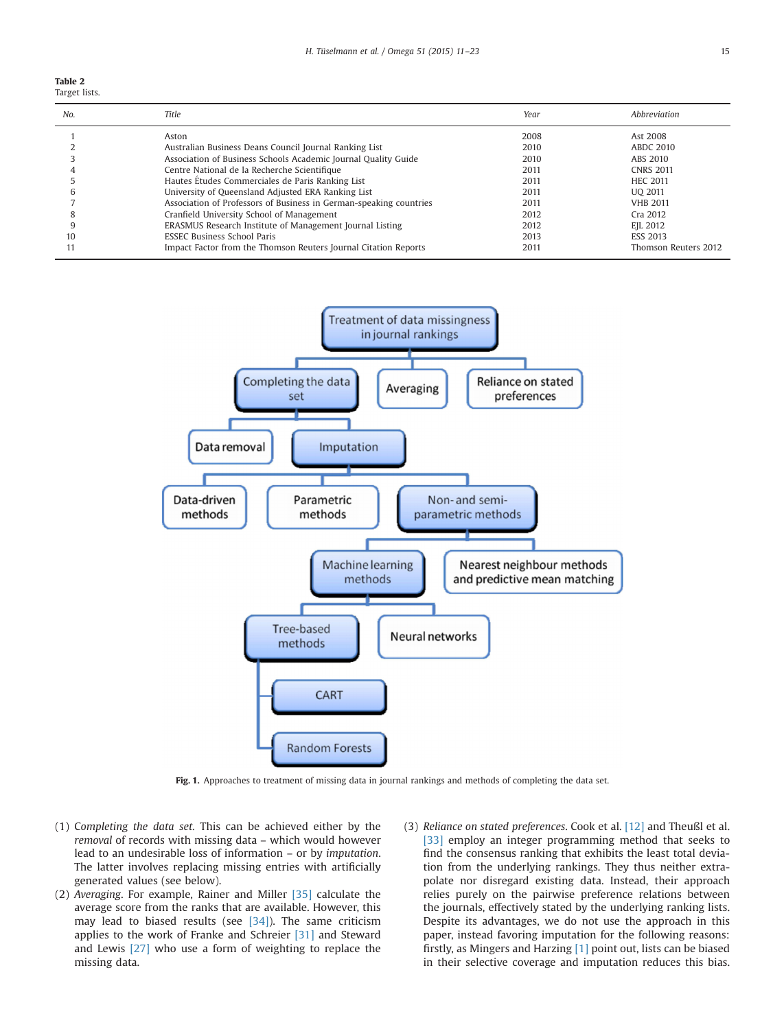**Table 2**
Target lists.

| No. | Title | Year | Abbreviation |
|---|---|---|---|
| 1 | Aston | 2008 | Ast 2008 |
| 2 | Australian Business Deans Council Journal Ranking List | 2010 | ABDC 2010 |
| 3 | Association of Business Schools Academic Journal Quality Guide | 2010 | ABS 2010 |
| 4 | Centre National de la Recherche Scientifique | 2011 | CNRS 2011 |
| 5 | Hautes Études Commerciales de Paris Ranking List | 2011 | HEC 2011 |
| 6 | University of Queensland Adjusted ERA Ranking List | 2011 | UQ 2011 |
| 7 | Association of Professors of Business in German-speaking countries | 2011 | VHB 2011 |
| 8 | Cranfield University School of Management | 2012 | Cra 2012 |
| 9 | ERASMUS Research Institute of Management Journal Listing | 2012 | EJL 2012 |
| 10 | ESSEC Business School Paris | 2013 | ESS 2013 |
| 11 | Impact Factor from the Thomson Reuters Journal Citation Reports | 2011 | Thomson Reuters 2012 |

Treatment of data missingness in journal rankings
Completing the data set
Averaging
Reliance on stated preferences
Data removal
Imputation
Data-driven methods
Parametric methods
Non- and semi-parametric methods
Machine learning methods
Nearest neighbour methods and predictive mean matching
Tree-based methods
Neural networks
CART
Random Forests

**Fig. 1.** Approaches to treatment of missing data in journal rankings and methods of completing the data set.

(1) *Completing the data set.* This can be achieved either by the *removal* of records with missing data – which would however lead to an undesirable loss of information – or by *imputation*. The latter involves replacing missing entries with artificially generated values (see below).
(2) *Averaging*. For example, Rainer and Miller [35] calculate the average score from the ranks that are available. However, this may lead to biased results (see [34]). The same criticism applies to the work of Franke and Schreier [31] and Steward and Lewis [27] who use a form of weighting to replace the missing data.
(3) *Reliance on stated preferences*. Cook et al. [12] and Theußl et al. [33] employ an integer programming method that seeks to find the consensus ranking that exhibits the least total deviation from the underlying rankings. They thus neither extrapolate nor disregard existing data. Instead, their approach relies purely on the pairwise preference relations between the journals, effectively stated by the underlying ranking lists. Despite its advantages, we do not use the approach in this paper, instead favoring imputation for the following reasons: firstly, as Mingers and Harzing [1] point out, lists can be biased in their selective coverage and imputation reduces this bias.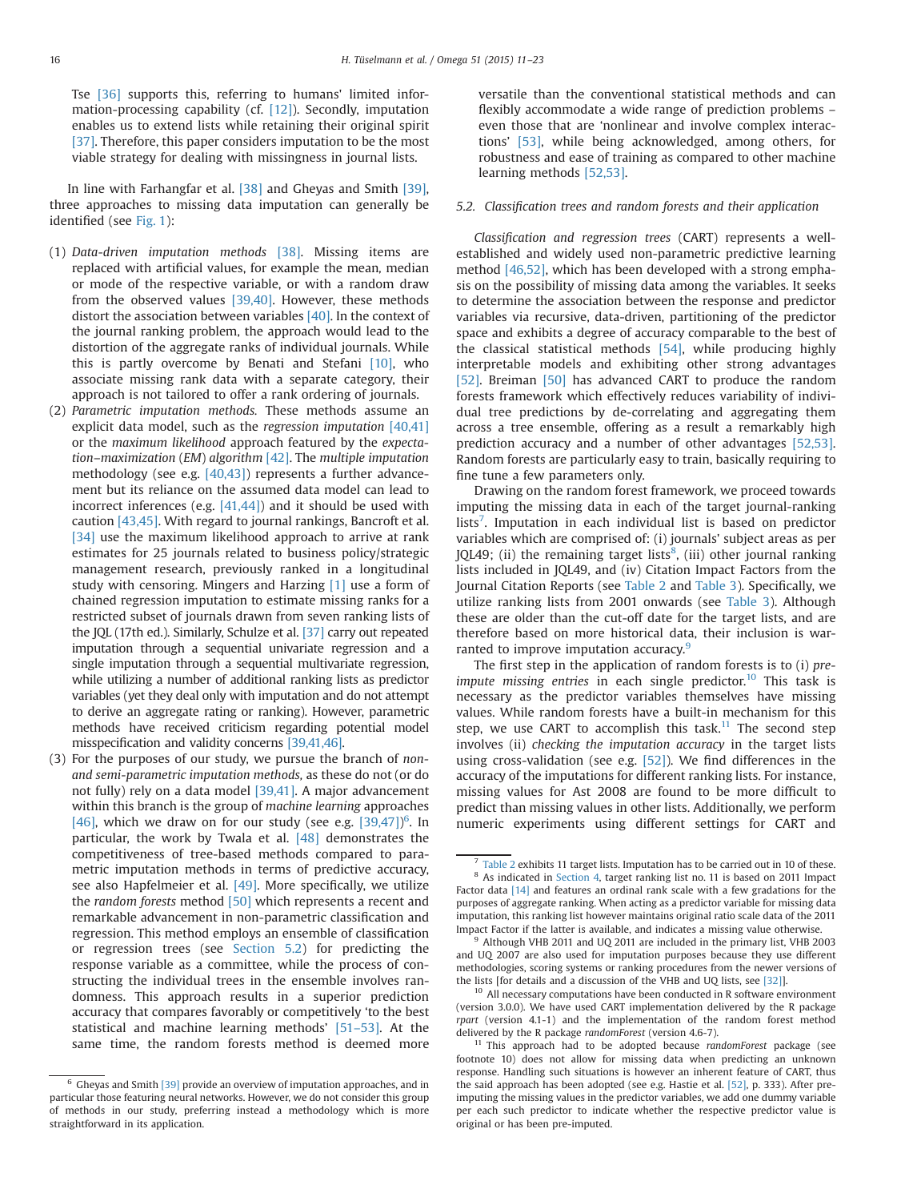Tse [36] supports this, referring to humans' limited information-processing capability (cf. [12]). Secondly, imputation enables us to extend lists while retaining their original spirit [37]. Therefore, this paper considers imputation to be the most viable strategy for dealing with missingness in journal lists.

In line with Farhangfar et al. [38] and Gheyas and Smith [39], three approaches to missing data imputation can generally be identified (see Fig. 1):

(1) *Data-driven imputation methods* [38]. Missing items are replaced with artificial values, for example the mean, median or mode of the respective variable, or with a random draw from the observed values [39,40]. However, these methods distort the association between variables [40]. In the context of the journal ranking problem, the approach would lead to the distortion of the aggregate ranks of individual journals. While this is partly overcome by Benati and Stefani [10], who associate missing rank data with a separate category, their approach is not tailored to offer a rank ordering of journals.

(2) *Parametric imputation methods*. These methods assume an explicit data model, such as the *regression imputation* [40,41] or the *maximum likelihood* approach featured by the *expectation–maximization* (*EM*) *algorithm* [42]. The *multiple imputation* methodology (see e.g. [40,43]) represents a further advancement but its reliance on the assumed data model can lead to incorrect inferences (e.g. [41,44]) and it should be used with caution [43,45]. With regard to journal rankings, Bancroft et al. [34] use the maximum likelihood approach to arrive at rank estimates for 25 journals related to business policy/strategic management research, previously ranked in a longitudinal study with censoring. Mingers and Harzing [1] use a form of chained regression imputation to estimate missing ranks for a restricted subset of journals drawn from seven ranking lists of the JQL (17th ed.). Similarly, Schulze et al. [37] carry out repeated imputation through a sequential univariate regression and a single imputation through a sequential multivariate regression, while utilizing a number of additional ranking lists as predictor variables (yet they deal only with imputation and do not attempt to derive an aggregate rating or ranking). However, parametric methods have received criticism regarding potential model misspecification and validity concerns [39,41,46].

(3) For the purposes of our study, we pursue the branch of *non- and semi-parametric imputation methods*, as these do not (or do not fully) rely on a data model [39,41]. A major advancement within this branch is the group of *machine learning* approaches [46], which we draw on for our study (see e.g. [39,47])[6]. In particular, the work by Twala et al. [48] demonstrates the competitiveness of tree-based methods compared to parametric imputation methods in terms of predictive accuracy, see also Hapfelmeier et al. [49]. More specifically, we utilize the *random forests* method [50] which represents a recent and remarkable advancement in non-parametric classification and regression. This method employs an ensemble of classification or regression trees (see Section 5.2) for predicting the response variable as a committee, while the process of constructing the individual trees in the ensemble involves randomness. This approach results in a superior prediction accuracy that compares favorably or competitively 'to the best statistical and machine learning methods' [51–53]. At the same time, the random forests method is deemed more versatile than the conventional statistical methods and can flexibly accommodate a wide range of prediction problems – even those that are 'nonlinear and involve complex interactions' [53], while being acknowledged, among others, for robustness and ease of training as compared to other machine learning methods [52,53].

### 5.2. Classification trees and random forests and their application

*Classification and regression trees* (CART) represents a well-established and widely used non-parametric predictive learning method [46,52], which has been developed with a strong emphasis on the possibility of missing data among the variables. It seeks to determine the association between the response and predictor variables via recursive, data-driven, partitioning of the predictor space and exhibits a degree of accuracy comparable to the best of the classical statistical methods [54], while producing highly interpretable models and exhibiting other strong advantages [52]. Breiman [50] has advanced CART to produce the random forests framework which effectively reduces variability of individual tree predictions by de-correlating and aggregating them across a tree ensemble, offering as a result a remarkably high prediction accuracy and a number of other advantages [52,53]. Random forests are particularly easy to train, basically requiring to fine tune a few parameters only.

Drawing on the random forest framework, we proceed towards imputing the missing data in each of the target journal-ranking lists[7]. Imputation in each individual list is based on predictor variables which are comprised of: (i) journals' subject areas as per JQL49; (ii) the remaining target lists[8], (iii) other journal ranking lists included in JQL49, and (iv) Citation Impact Factors from the Journal Citation Reports (see Table 2 and Table 3). Specifically, we utilize ranking lists from 2001 onwards (see Table 3). Although these are older than the cut-off date for the target lists, and are therefore based on more historical data, their inclusion is warranted to improve imputation accuracy.[9]

The first step in the application of random forests is to (i) *pre-impute missing entries* in each single predictor.[10] This task is necessary as the predictor variables themselves have missing values. While random forests have a built-in mechanism for this step, we use CART to accomplish this task.[11] The second step involves (ii) *checking the imputation accuracy* in the target lists using cross-validation (see e.g. [52]). We find differences in the accuracy of the imputations for different ranking lists. For instance, missing values for Ast 2008 are found to be more difficult to predict than missing values in other lists. Additionally, we perform numeric experiments using different settings for CART and

---

[6] Gheyas and Smith [39] provide an overview of imputation approaches, and in particular those featuring neural networks. However, we do not consider this group of methods in our study, preferring instead a methodology which is more straightforward in its application.

[7] Table 2 exhibits 11 target lists. Imputation has to be carried out in 10 of these.

[8] As indicated in Section 4, target ranking list no. 11 is based on 2011 Impact Factor data [14] and features an ordinal rank scale with a few gradations for the purposes of aggregate ranking. When acting as a predictor variable for missing data imputation, this ranking list however maintains original ratio scale data of the 2011 Impact Factor if the latter is available, and indicates a missing value otherwise.

[9] Although VHB 2011 and UQ 2011 are included in the primary list, VHB 2003 and UQ 2007 are also used for imputation purposes because they use different methodologies, scoring systems or ranking procedures from the newer versions of the lists [for details and a discussion of the VHB and UQ lists, see [32]].

[10] All necessary computations have been conducted in R software environment (version 3.0.0). We have used CART implementation delivered by the R package *rpart* (version 4.1-1) and the implementation of the random forest method delivered by the R package *randomForest* (version 4.6-7).

[11] This approach had to be adopted because *randomForest* package (see footnote 10) does not allow for missing data when predicting an unknown response. Handling such situations is however an inherent feature of CART, thus the said approach has been adopted (see e.g. Hastie et al. [52], p. 333). After pre-imputing the missing values in the predictor variables, we add one dummy variable per each such predictor to indicate whether the respective predictor value is original or has been pre-imputed.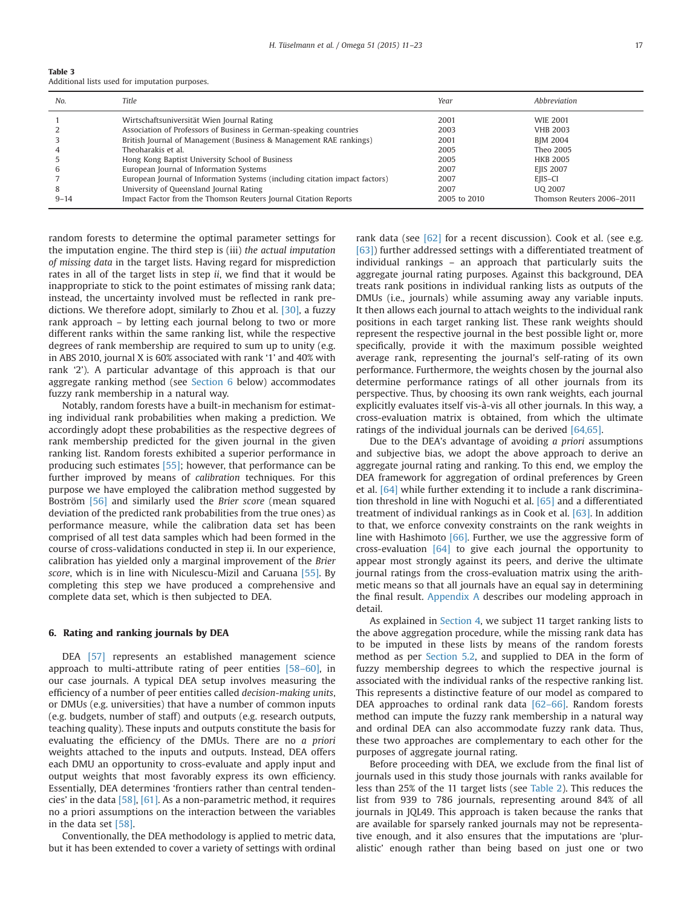**Table 3**
Additional lists used for imputation purposes.

| No. | Title | Year | Abbreviation |
|---|---|---|---|
| 1 | Wirtschaftsuniversität Wien Journal Rating | 2001 | WIE 2001 |
| 2 | Association of Professors of Business in German-speaking countries | 2003 | VHB 2003 |
| 3 | British Journal of Management (Business & Management RAE rankings) | 2001 | BJM 2004 |
| 4 | Theoharakis et al. | 2005 | Theo 2005 |
| 5 | Hong Kong Baptist University School of Business | 2005 | HKB 2005 |
| 6 | European Journal of Information Systems | 2007 | EJIS 2007 |
| 7 | European Journal of Information Systems (including citation impact factors) | 2007 | EJIS-CI |
| 8 | University of Queensland Journal Rating | 2007 | UQ 2007 |
| 9–14 | Impact Factor from the Thomson Reuters Journal Citation Reports | 2005 to 2010 | Thomson Reuters 2006–2011 |

random forests to determine the optimal parameter settings for the imputation engine. The third step is (iii) *the actual imputation of missing data* in the target lists. Having regard for misprediction rates in all of the target lists in step *ii*, we find that it would be inappropriate to stick to the point estimates of missing rank data; instead, the uncertainty involved must be reflected in rank predictions. We therefore adopt, similarly to Zhou et al. [30], a fuzzy rank approach – by letting each journal belong to two or more different ranks within the same ranking list, while the respective degrees of rank membership are required to sum up to unity (e.g. in ABS 2010, journal X is 60% associated with rank '1' and 40% with rank '2'). A particular advantage of this approach is that our aggregate ranking method (see Section 6 below) accommodates fuzzy rank membership in a natural way.

Notably, random forests have a built-in mechanism for estimating individual rank probabilities when making a prediction. We accordingly adopt these probabilities as the respective degrees of rank membership predicted for the given journal in the given ranking list. Random forests exhibited a superior performance in producing such estimates [55]; however, that performance can be further improved by means of *calibration* techniques. For this purpose we have employed the calibration method suggested by Boström [56] and similarly used the *Brier score* (mean squared deviation of the predicted rank probabilities from the true ones) as performance measure, while the calibration data set has been comprised of all test data samples which had been formed in the course of cross-validations conducted in step ii. In our experience, calibration has yielded only a marginal improvement of the *Brier score*, which is in line with Niculescu-Mizil and Caruana [55]. By completing this step we have produced a comprehensive and complete data set, which is then subjected to DEA.

## 6. Rating and ranking journals by DEA

DEA [57] represents an established management science approach to multi-attribute rating of peer entities [58–60], in our case journals. A typical DEA setup involves measuring the efficiency of a number of peer entities called *decision-making units*, or DMUs (e.g. universities) that have a number of common inputs (e.g. budgets, number of staff) and outputs (e.g. research outputs, teaching quality). These inputs and outputs constitute the basis for evaluating the efficiency of the DMUs. There are no *a priori* weights attached to the inputs and outputs. Instead, DEA offers each DMU an opportunity to cross-evaluate and apply input and output weights that most favorably express its own efficiency. Essentially, DEA determines 'frontiers rather than central tendencies' in the data [58], [61]. As a non-parametric method, it requires no a priori assumptions on the interaction between the variables in the data set [58].

Conventionally, the DEA methodology is applied to metric data, but it has been extended to cover a variety of settings with ordinal rank data (see [62] for a recent discussion). Cook et al. (see e.g. [63]) further addressed settings with a differentiated treatment of individual rankings – an approach that particularly suits the aggregate journal rating purposes. Against this background, DEA treats rank positions in individual ranking lists as outputs of the DMUs (i.e., journals) while assuming away any variable inputs. It then allows each journal to attach weights to the individual rank positions in each target ranking list. These rank weights should represent the respective journal in the best possible light or, more specifically, provide it with the maximum possible weighted average rank, representing the journal's self-rating of its own performance. Furthermore, the weights chosen by the journal also determine performance ratings of all other journals from its perspective. Thus, by choosing its own rank weights, each journal explicitly evaluates itself vis-à-vis all other journals. In this way, a cross-evaluation matrix is obtained, from which the ultimate ratings of the individual journals can be derived [64,65].

Due to the DEA's advantage of avoiding *a priori* assumptions and subjective bias, we adopt the above approach to derive an aggregate journal rating and ranking. To this end, we employ the DEA framework for aggregation of ordinal preferences by Green et al. [64] while further extending it to include a rank discrimination threshold in line with Noguchi et al. [65] and a differentiated treatment of individual rankings as in Cook et al. [63]. In addition to that, we enforce convexity constraints on the rank weights in line with Hashimoto [66]. Further, we use the aggressive form of cross-evaluation [64] to give each journal the opportunity to appear most strongly against its peers, and derive the ultimate journal ratings from the cross-evaluation matrix using the arithmetic means so that all journals have an equal say in determining the final result. Appendix A describes our modeling approach in detail.

As explained in Section 4, we subject 11 target ranking lists to the above aggregation procedure, while the missing rank data has to be imputed in these lists by means of the random forests method as per Section 5.2, and supplied to DEA in the form of fuzzy membership degrees to which the respective journal is associated with the individual ranks of the respective ranking list. This represents a distinctive feature of our model as compared to DEA approaches to ordinal rank data [62–66]. Random forests method can impute the fuzzy rank membership in a natural way and ordinal DEA can also accommodate fuzzy rank data. Thus, these two approaches are complementary to each other for the purposes of aggregate journal rating.

Before proceeding with DEA, we exclude from the final list of journals used in this study those journals with ranks available for less than 25% of the 11 target lists (see Table 2). This reduces the list from 939 to 786 journals, representing around 84% of all journals in JQL49. This approach is taken because the ranks that are available for sparsely ranked journals may not be representative enough, and it also ensures that the imputations are 'pluralistic' enough rather than being based on just one or two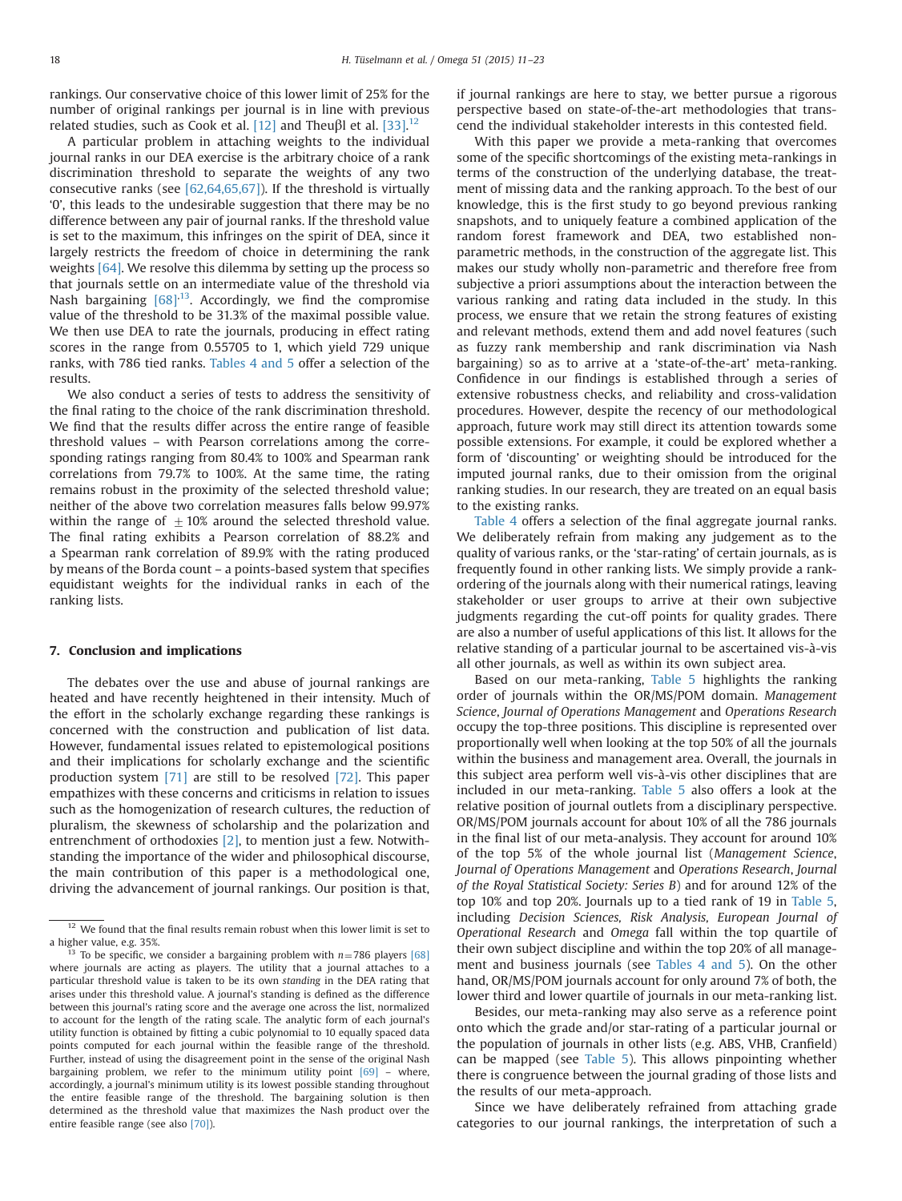rankings. Our conservative choice of this lower limit of 25% for the number of original rankings per journal is in line with previous related studies, such as Cook et al. [12] and Theuβl et al. [33].[12]

A particular problem in attaching weights to the individual journal ranks in our DEA exercise is the arbitrary choice of a rank discrimination threshold to separate the weights of any two consecutive ranks (see [62,64,65,67]). If the threshold is virtually '0', this leads to the undesirable suggestion that there may be no difference between any pair of journal ranks. If the threshold value is set to the maximum, this infringes on the spirit of DEA, since it largely restricts the freedom of choice in determining the rank weights [64]. We resolve this dilemma by setting up the process so that journals settle on an intermediate value of the threshold via Nash bargaining [68].[13]. Accordingly, we find the compromise value of the threshold to be 31.3% of the maximal possible value. We then use DEA to rate the journals, producing in effect rating scores in the range from 0.55705 to 1, which yield 729 unique ranks, with 786 tied ranks. Tables 4 and 5 offer a selection of the results.

We also conduct a series of tests to address the sensitivity of the final rating to the choice of the rank discrimination threshold. We find that the results differ across the entire range of feasible threshold values – with Pearson correlations among the corresponding ratings ranging from 80.4% to 100% and Spearman rank correlations from 79.7% to 100%. At the same time, the rating remains robust in the proximity of the selected threshold value; neither of the above two correlation measures falls below 99.97% within the range of $\pm 10\%$ around the selected threshold value. The final rating exhibits a Pearson correlation of 88.2% and a Spearman rank correlation of 89.9% with the rating produced by means of the Borda count – a points-based system that specifies equidistant weights for the individual ranks in each of the ranking lists.

## 7. Conclusion and implications

The debates over the use and abuse of journal rankings are heated and have recently heightened in their intensity. Much of the effort in the scholarly exchange regarding these rankings is concerned with the construction and publication of list data. However, fundamental issues related to epistemological positions and their implications for scholarly exchange and the scientific production system [71] are still to be resolved [72]. This paper empathizes with these concerns and criticisms in relation to issues such as the homogenization of research cultures, the reduction of pluralism, the skewness of scholarship and the polarization and entrenchment of orthodoxies [2], to mention just a few. Notwithstanding the importance of the wider and philosophical discourse, the main contribution of this paper is a methodological one, driving the advancement of journal rankings. Our position is that, if journal rankings are here to stay, we better pursue a rigorous perspective based on state-of-the-art methodologies that transcend the individual stakeholder interests in this contested field.

With this paper we provide a meta-ranking that overcomes some of the specific shortcomings of the existing meta-rankings in terms of the construction of the underlying database, the treatment of missing data and the ranking approach. To the best of our knowledge, this is the first study to go beyond previous ranking snapshots, and to uniquely feature a combined application of the random forest framework and DEA, two established non-parametric methods, in the construction of the aggregate list. This makes our study wholly non-parametric and therefore free from subjective a priori assumptions about the interaction between the various ranking and rating data included in the study. In this process, we ensure that we retain the strong features of existing and relevant methods, extend them and add novel features (such as fuzzy rank membership and rank discrimination via Nash bargaining) so as to arrive at a 'state-of-the-art' meta-ranking. Confidence in our findings is established through a series of extensive robustness checks, and reliability and cross-validation procedures. However, despite the recency of our methodological approach, future work may still direct its attention towards some possible extensions. For example, it could be explored whether a form of 'discounting' or weighting should be introduced for the imputed journal ranks, due to their omission from the original ranking studies. In our research, they are treated on an equal basis to the existing ranks.

Table 4 offers a selection of the final aggregate journal ranks. We deliberately refrain from making any judgement as to the quality of various ranks, or the 'star-rating' of certain journals, as is frequently found in other ranking lists. We simply provide a rank-ordering of the journals along with their numerical ratings, leaving stakeholder or user groups to arrive at their own subjective judgments regarding the cut-off points for quality grades. There are also a number of useful applications of this list. It allows for the relative standing of a particular journal to be ascertained vis-à-vis all other journals, as well as within its own subject area.

Based on our meta-ranking, Table 5 highlights the ranking order of journals within the OR/MS/POM domain. *Management Science*, *Journal of Operations Management* and *Operations Research* occupy the top-three positions. This discipline is represented over proportionally well when looking at the top 50% of all the journals within the business and management area. Overall, the journals in this subject area perform well vis-à-vis other disciplines that are included in our meta-ranking. Table 5 also offers a look at the relative position of journal outlets from a disciplinary perspective. OR/MS/POM journals account for about 10% of all the 786 journals in the final list of our meta-analysis. They account for around 10% of the top 5% of the whole journal list (*Management Science*, *Journal of Operations Management* and *Operations Research*, *Journal of the Royal Statistical Society: Series B*) and for around 12% of the top 10% and top 20%. Journals up to a tied rank of 19 in Table 5, including *Decision Sciences*, *Risk Analysis*, *European Journal of Operational Research* and *Omega* fall within the top quartile of their own subject discipline and within the top 20% of all management and business journals (see Tables 4 and 5). On the other hand, OR/MS/POM journals account for only around 7% of both, the lower third and lower quartile of journals in our meta-ranking list.

Besides, our meta-ranking may also serve as a reference point onto which the grade and/or star-rating of a particular journal or the population of journals in other lists (e.g. ABS, VHB, Cranfield) can be mapped (see Table 5). This allows pinpointing whether there is congruence between the journal grading of those lists and the results of our meta-approach.

Since we have deliberately refrained from attaching grade categories to our journal rankings, the interpretation of such a

---

[12] We found that the final results remain robust when this lower limit is set to a higher value, e.g. 35%.

[13] To be specific, we consider a bargaining problem with $n=786$ players [68] where journals are acting as players. The utility that a journal attaches to a particular threshold value is taken to be its own *standing* in the DEA rating that arises under this threshold value. A journal's standing is defined as the difference between this journal's rating score and the average one across the list, normalized to account for the length of the rating scale. The analytic form of each journal's utility function is obtained by fitting a cubic polynomial to 10 equally spaced data points computed for each journal within the feasible range of the threshold. Further, instead of using the disagreement point in the sense of the original Nash bargaining problem, we refer to the minimum utility point [69] – where, accordingly, a journal's minimum utility is its lowest possible standing throughout the entire feasible range of the threshold. The bargaining solution is then determined as the threshold value that maximizes the Nash product over the entire feasible range (see also [70]).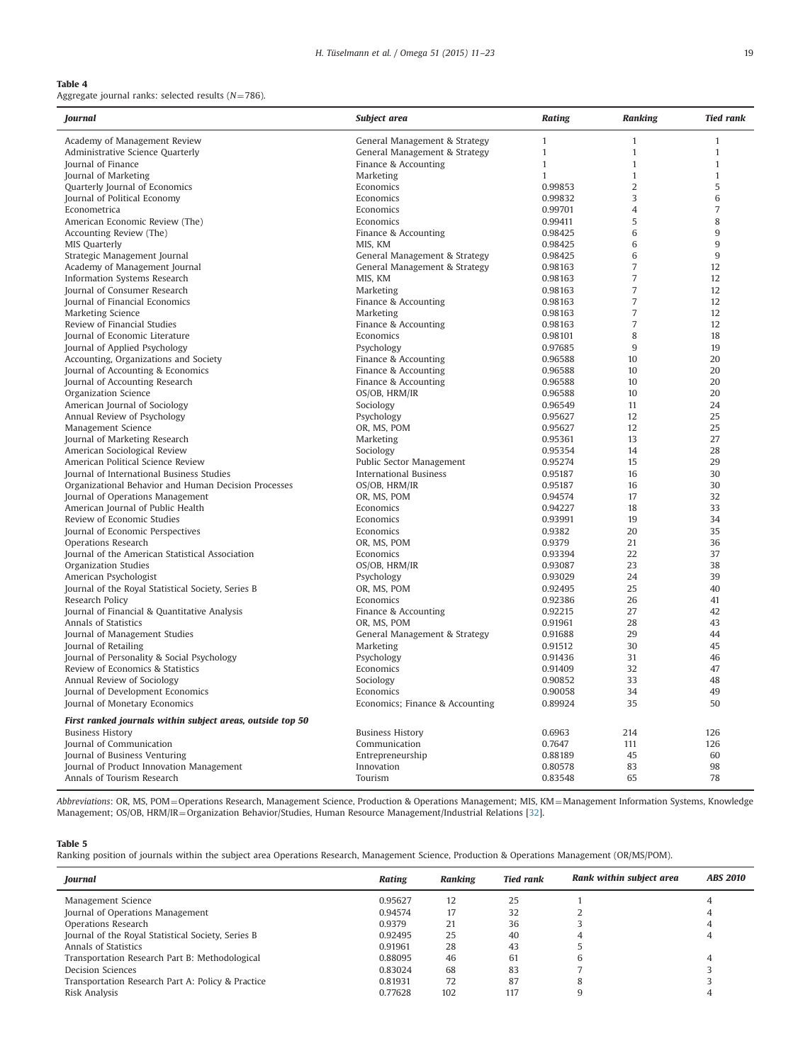**Table 4**
Aggregate journal ranks: selected results ($N=786$).

| *Journal* | *Subject area* | *Rating* | *Ranking* | *Tied rank* |
|---|---|---|---|---|
| Academy of Management Review | General Management & Strategy | 1 | 1 | 1 |
| Administrative Science Quarterly | General Management & Strategy | 1 | 1 | 1 |
| Journal of Finance | Finance & Accounting | 1 | 1 | 1 |
| Journal of Marketing | Marketing | 1 | 1 | 1 |
| Quarterly Journal of Economics | Economics | 0.99853 | 2 | 5 |
| Journal of Political Economy | Economics | 0.99832 | 3 | 6 |
| Econometrica | Economics | 0.99701 | 4 | 7 |
| American Economic Review (The) | Economics | 0.99411 | 5 | 8 |
| Accounting Review (The) | Finance & Accounting | 0.98425 | 6 | 9 |
| MIS Quarterly | MIS, KM | 0.98425 | 6 | 9 |
| Strategic Management Journal | General Management & Strategy | 0.98425 | 6 | 9 |
| Academy of Management Journal | General Management & Strategy | 0.98163 | 7 | 12 |
| Information Systems Research | MIS, KM | 0.98163 | 7 | 12 |
| Journal of Consumer Research | Marketing | 0.98163 | 7 | 12 |
| Journal of Financial Economics | Finance & Accounting | 0.98163 | 7 | 12 |
| Marketing Science | Marketing | 0.98163 | 7 | 12 |
| Review of Financial Studies | Finance & Accounting | 0.98163 | 7 | 12 |
| Journal of Economic Literature | Economics | 0.98101 | 8 | 18 |
| Journal of Applied Psychology | Psychology | 0.97685 | 9 | 19 |
| Accounting, Organizations and Society | Finance & Accounting | 0.96588 | 10 | 20 |
| Journal of Accounting & Economics | Finance & Accounting | 0.96588 | 10 | 20 |
| Journal of Accounting Research | Finance & Accounting | 0.96588 | 10 | 20 |
| Organization Science | OS/OB, HRM/IR | 0.96588 | 10 | 20 |
| American Journal of Sociology | Sociology | 0.96549 | 11 | 24 |
| Annual Review of Psychology | Psychology | 0.95627 | 12 | 25 |
| Management Science | OR, MS, POM | 0.95627 | 12 | 25 |
| Journal of Marketing Research | Marketing | 0.95361 | 13 | 27 |
| American Sociological Review | Sociology | 0.95354 | 14 | 28 |
| American Political Science Review | Public Sector Management | 0.95274 | 15 | 29 |
| Journal of International Business Studies | International Business | 0.95187 | 16 | 30 |
| Organizational Behavior and Human Decision Processes | OS/OB, HRM/IR | 0.95187 | 16 | 30 |
| Journal of Operations Management | OR, MS, POM | 0.94574 | 17 | 32 |
| American Journal of Public Health | Economics | 0.94227 | 18 | 33 |
| Review of Economic Studies | Economics | 0.93991 | 19 | 34 |
| Journal of Economic Perspectives | Economics | 0.9382 | 20 | 35 |
| Operations Research | OR, MS, POM | 0.9379 | 21 | 36 |
| Journal of the American Statistical Association | Economics | 0.93394 | 22 | 37 |
| Organization Studies | OS/OB, HRM/IR | 0.93087 | 23 | 38 |
| American Psychologist | Psychology | 0.93029 | 24 | 39 |
| Journal of the Royal Statistical Society, Series B | OR, MS, POM | 0.92495 | 25 | 40 |
| Research Policy | Economics | 0.92386 | 26 | 41 |
| Journal of Financial & Quantitative Analysis | Finance & Accounting | 0.92215 | 27 | 42 |
| Annals of Statistics | OR, MS, POM | 0.91961 | 28 | 43 |
| Journal of Management Studies | General Management & Strategy | 0.91688 | 29 | 44 |
| Journal of Retailing | Marketing | 0.91512 | 30 | 45 |
| Journal of Personality & Social Psychology | Psychology | 0.91436 | 31 | 46 |
| Review of Economics & Statistics | Economics | 0.91409 | 32 | 47 |
| Annual Review of Sociology | Sociology | 0.90852 | 33 | 48 |
| Journal of Development Economics | Economics | 0.90058 | 34 | 49 |
| Journal of Monetary Economics | Economics; Finance & Accounting | 0.89924 | 35 | 50 |
| ***First ranked journals within subject areas, outside top 50*** | | | | |
| Business History | Business History | 0.6963 | 214 | 126 |
| Journal of Communication | Communication | 0.7647 | 111 | 126 |
| Journal of Business Venturing | Entrepreneurship | 0.88189 | 45 | 60 |
| Journal of Product Innovation Management | Innovation | 0.80578 | 83 | 98 |
| Annals of Tourism Research | Tourism | 0.83548 | 65 | 78 |

*Abbreviations*: OR, MS, POM = Operations Research, Management Science, Production & Operations Management; MIS, KM = Management Information Systems, Knowledge Management; OS/OB, HRM/IR = Organization Behavior/Studies, Human Resource Management/Industrial Relations [32].

**Table 5**
Ranking position of journals within the subject area Operations Research, Management Science, Production & Operations Management (OR/MS/POM).

| *Journal* | *Rating* | *Ranking* | *Tied rank* | *Rank within subject area* | *ABS 2010* |
|---|---|---|---|---|---|
| Management Science | 0.95627 | 12 | 25 | 1 | 4 |
| Journal of Operations Management | 0.94574 | 17 | 32 | 2 | 4 |
| Operations Research | 0.9379 | 21 | 36 | 3 | 4 |
| Journal of the Royal Statistical Society, Series B | 0.92495 | 25 | 40 | 4 | 4 |
| Annals of Statistics | 0.91961 | 28 | 43 | 5 | |
| Transportation Research Part B: Methodological | 0.88095 | 46 | 61 | 6 | 4 |
| Decision Sciences | 0.83024 | 68 | 83 | 7 | 3 |
| Transportation Research Part A: Policy & Practice | 0.81931 | 72 | 87 | 8 | 3 |
| Risk Analysis | 0.77628 | 102 | 117 | 9 | 4 |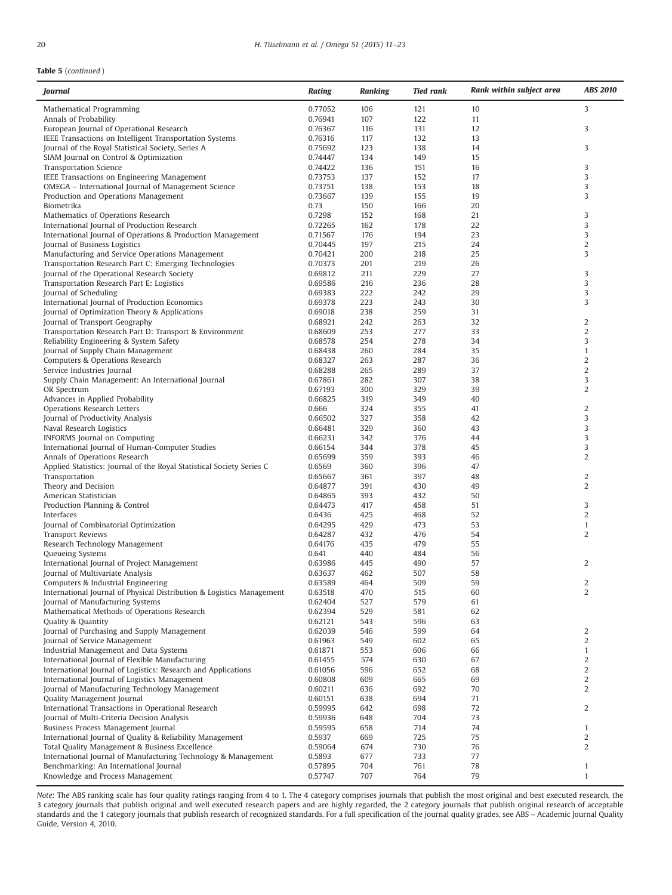**Table 5** (*continued*)

| *Journal* | *Rating* | *Ranking* | *Tied rank* | *Rank within subject area* | *ABS 2010* |
|---|---|---|---|---|---|
| Mathematical Programming | 0.77052 | 106 | 121 | 10 | 3 |
| Annals of Probability | 0.76941 | 107 | 122 | 11 | |
| European Journal of Operational Research | 0.76367 | 116 | 131 | 12 | 3 |
| IEEE Transactions on Intelligent Transportation Systems | 0.76316 | 117 | 132 | 13 | |
| Journal of the Royal Statistical Society, Series A | 0.75692 | 123 | 138 | 14 | 3 |
| SIAM Journal on Control & Optimization | 0.74447 | 134 | 149 | 15 | |
| Transportation Science | 0.74422 | 136 | 151 | 16 | 3 |
| IEEE Transactions on Engineering Management | 0.73753 | 137 | 152 | 17 | 3 |
| OMEGA – International Journal of Management Science | 0.73751 | 138 | 153 | 18 | 3 |
| Production and Operations Management | 0.73667 | 139 | 155 | 19 | 3 |
| Biometrika | 0.73 | 150 | 166 | 20 | |
| Mathematics of Operations Research | 0.7298 | 152 | 168 | 21 | 3 |
| International Journal of Production Research | 0.72265 | 162 | 178 | 22 | 3 |
| International Journal of Operations & Production Management | 0.71567 | 176 | 194 | 23 | 3 |
| Journal of Business Logistics | 0.70445 | 197 | 215 | 24 | 2 |
| Manufacturing and Service Operations Management | 0.70421 | 200 | 218 | 25 | 3 |
| Transportation Research Part C: Emerging Technologies | 0.70373 | 201 | 219 | 26 | |
| Journal of the Operational Research Society | 0.69812 | 211 | 229 | 27 | 3 |
| Transportation Research Part E: Logistics | 0.69586 | 216 | 236 | 28 | 3 |
| Journal of Scheduling | 0.69383 | 222 | 242 | 29 | 3 |
| International Journal of Production Economics | 0.69378 | 223 | 243 | 30 | 3 |
| Journal of Optimization Theory & Applications | 0.69018 | 238 | 259 | 31 | |
| Journal of Transport Geography | 0.68921 | 242 | 263 | 32 | 2 |
| Transportation Research Part D: Transport & Environment | 0.68609 | 253 | 277 | 33 | 2 |
| Reliability Engineering & System Safety | 0.68578 | 254 | 278 | 34 | 3 |
| Journal of Supply Chain Management | 0.68438 | 260 | 284 | 35 | 1 |
| Computers & Operations Research | 0.68327 | 263 | 287 | 36 | 2 |
| Service Industries Journal | 0.68288 | 265 | 289 | 37 | 2 |
| Supply Chain Management: An International Journal | 0.67861 | 282 | 307 | 38 | 3 |
| OR Spectrum | 0.67193 | 300 | 329 | 39 | 2 |
| Advances in Applied Probability | 0.66825 | 319 | 349 | 40 | |
| Operations Research Letters | 0.666 | 324 | 355 | 41 | 2 |
| Journal of Productivity Analysis | 0.66502 | 327 | 358 | 42 | 3 |
| Naval Research Logistics | 0.66481 | 329 | 360 | 43 | 3 |
| INFORMS Journal on Computing | 0.66231 | 342 | 376 | 44 | 3 |
| International Journal of Human-Computer Studies | 0.66154 | 344 | 378 | 45 | 3 |
| Annals of Operations Research | 0.65699 | 359 | 393 | 46 | 2 |
| Applied Statistics: Journal of the Royal Statistical Society Series C | 0.6569 | 360 | 396 | 47 | |
| Transportation | 0.65667 | 361 | 397 | 48 | 2 |
| Theory and Decision | 0.64877 | 391 | 430 | 49 | 2 |
| American Statistician | 0.64865 | 393 | 432 | 50 | |
| Production Planning & Control | 0.64473 | 417 | 458 | 51 | 3 |
| Interfaces | 0.6436 | 425 | 468 | 52 | 2 |
| Journal of Combinatorial Optimization | 0.64295 | 429 | 473 | 53 | 1 |
| Transport Reviews | 0.64287 | 432 | 476 | 54 | 2 |
| Research Technology Management | 0.64176 | 435 | 479 | 55 | |
| Queueing Systems | 0.641 | 440 | 484 | 56 | |
| International Journal of Project Management | 0.63986 | 445 | 490 | 57 | 2 |
| Journal of Multivariate Analysis | 0.63637 | 462 | 507 | 58 | |
| Computers & Industrial Engineering | 0.63589 | 464 | 509 | 59 | 2 |
| International Journal of Physical Distribution & Logistics Management | 0.63518 | 470 | 515 | 60 | 2 |
| Journal of Manufacturing Systems | 0.62404 | 527 | 579 | 61 | |
| Mathematical Methods of Operations Research | 0.62394 | 529 | 581 | 62 | |
| Quality & Quantity | 0.62121 | 543 | 596 | 63 | |
| Journal of Purchasing and Supply Management | 0.62039 | 546 | 599 | 64 | 2 |
| Journal of Service Management | 0.61963 | 549 | 602 | 65 | 2 |
| Industrial Management and Data Systems | 0.61871 | 553 | 606 | 66 | 1 |
| International Journal of Flexible Manufacturing | 0.61455 | 574 | 630 | 67 | 2 |
| International Journal of Logistics: Research and Applications | 0.61056 | 596 | 652 | 68 | 2 |
| International Journal of Logistics Management | 0.60808 | 609 | 665 | 69 | 2 |
| Journal of Manufacturing Technology Management | 0.60211 | 636 | 692 | 70 | 2 |
| Quality Management Journal | 0.60151 | 638 | 694 | 71 | |
| International Transactions in Operational Research | 0.59995 | 642 | 698 | 72 | 2 |
| Journal of Multi-Criteria Decision Analysis | 0.59936 | 648 | 704 | 73 | |
| Business Process Management Journal | 0.59595 | 658 | 714 | 74 | 1 |
| International Journal of Quality & Reliability Management | 0.5937 | 669 | 725 | 75 | 2 |
| Total Quality Management & Business Excellence | 0.59064 | 674 | 730 | 76 | 2 |
| International Journal of Manufacturing Technology & Management | 0.5893 | 677 | 733 | 77 | |
| Benchmarking: An International Journal | 0.57895 | 704 | 761 | 78 | 1 |
| Knowledge and Process Management | 0.57747 | 707 | 764 | 79 | 1 |

*Note*: The ABS ranking scale has four quality ratings ranging from 4 to 1. The 4 category comprises journals that publish the most original and best executed research, the 3 category journals that publish original and well executed research papers and are highly regarded, the 2 category journals that publish original research of acceptable standards and the 1 category journals that publish research of recognized standards. For a full specification of the journal quality grades, see ABS – Academic Journal Quality Guide, Version 4, 2010.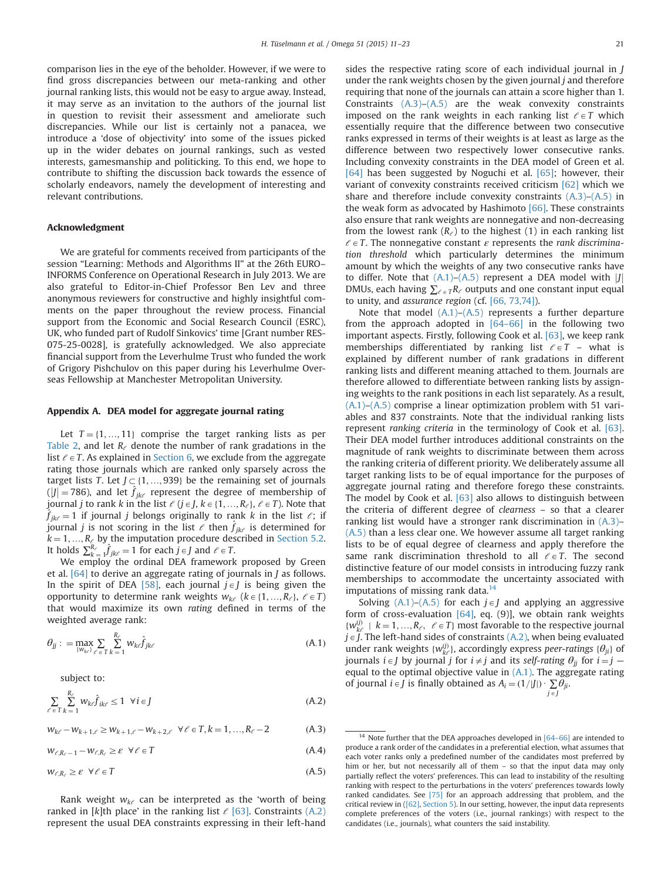comparison lies in the eye of the beholder. However, if we were to find gross discrepancies between our meta-ranking and other journal ranking lists, this would not be easy to argue away. Instead, it may serve as an invitation to the authors of the journal list in question to revisit their assessment and ameliorate such discrepancies. While our list is certainly not a panacea, we introduce a 'dose of objectivity' into some of the issues picked up in the wider debates on journal rankings, such as vested interests, gamesmanship and politicking. To this end, we hope to contribute to shifting the discussion back towards the essence of scholarly endeavors, namely the development of interesting and relevant contributions.

## Acknowledgment

We are grateful for comments received from participants of the session "Learning: Methods and Algorithms II" at the 26th EURO–INFORMS Conference on Operational Research in July 2013. We are also grateful to Editor-in-Chief Professor Ben Lev and three anonymous reviewers for constructive and highly insightful comments on the paper throughout the review process. Financial support from the Economic and Social Research Council (ESRC), UK, who funded part of Rudolf Sinkovics' time [Grant number RES-075-25-0028], is gratefully acknowledged. We also appreciate financial support from the Leverhulme Trust who funded the work of Grigory Pishchulov on this paper during his Leverhulme Overseas Fellowship at Manchester Metropolitan University.

## Appendix A. DEA model for aggregate journal rating

Let $T = \{1, \ldots, 11\}$ comprise the target ranking lists as per Table 2, and let $R_\ell$ denote the number of rank gradations in the list $\ell \in T$. As explained in Section 6, we exclude from the aggregate rating those journals which are ranked only sparsely across the target lists $T$. Let $J \subset \{1, \ldots, 939\}$ be the remaining set of journals ($|J| = 786$), and let $\hat{f}_{jk\ell}$ represent the degree of membership of journal $j$ to rank $k$ in the list $\ell$ ($j \in J$, $k \in \{1, \ldots, R_\ell\}$, $\ell \in T$). Note that $\hat{f}_{jk\ell} = 1$ if journal $j$ belongs originally to rank $k$ in the list $\ell$; if journal $j$ is not scoring in the list $\ell$ then $\hat{f}_{jk\ell}$ is determined for $k = 1, \ldots, R_\ell$ by the imputation procedure described in Section 5.2. It holds $\sum_{k=1}^{R_\ell} \hat{f}_{jk\ell} = 1$ for each $j \in J$ and $\ell \in T$.

We employ the ordinal DEA framework proposed by Green et al. [64] to derive an aggregate rating of journals in $J$ as follows. In the spirit of DEA [58], each journal $j \in J$ is being given the opportunity to determine rank weights $w_{k\ell}$ ($k \in \{1, \ldots, R_\ell\}$, $\ell \in T$) that would maximize its own *rating* defined in terms of the weighted average rank:

$$\theta_{jj} := \max_{\{w_{k\ell}\}} \sum_{\ell \in T} \sum_{k=1}^{R_\ell} w_{k\ell} \hat{f}_{jk\ell} \tag{A.1}$$

subject to:

$$\sum_{\ell \in T} \sum_{k=1}^{R_\ell} w_{k\ell} \hat{f}_{ik\ell} \leq 1 \quad \forall i \in J \tag{A.2}$$

$$w_{k\ell} - w_{k+1,\ell} \geq w_{k+1,\ell} - w_{k+2,\ell} \quad \forall \ell \in T, k = 1, \ldots, R_\ell - 2 \tag{A.3}$$

$$w_{\ell, R_\ell - 1} - w_{\ell, R_\ell} \geq \varepsilon \quad \forall \ell \in T \tag{A.4}$$

$$w_{\ell, R_\ell} \geq \varepsilon \quad \forall \ell \in T \tag{A.5}$$

Rank weight $w_{k\ell}$ can be interpreted as the 'worth of being ranked in [$k$]th place' in the ranking list $\ell$ [63]. Constraints (A.2) represent the usual DEA constraints expressing in their left-hand sides the respective rating score of each individual journal in $J$ under the rank weights chosen by the given journal $j$ and therefore requiring that none of the journals can attain a score higher than 1. Constraints (A.3)–(A.5) are the weak convexity constraints imposed on the rank weights in each ranking list $\ell \in T$ which essentially require that the difference between two consecutive ranks expressed in terms of their weights is at least as large as the difference between two respectively lower consecutive ranks. Including convexity constraints in the DEA model of Green et al. [64] has been suggested by Noguchi et al. [65]; however, their variant of convexity constraints received criticism [62] which we share and therefore include convexity constraints (A.3)–(A.5) in the weak form as advocated by Hashimoto [66]. These constraints also ensure that rank weights are nonnegative and non-decreasing from the lowest rank ($R_\ell$) to the highest (1) in each ranking list $\ell \in T$. The nonnegative constant $\varepsilon$ represents the *rank discrimination threshold* which particularly determines the minimum amount by which the weights of any two consecutive ranks have to differ. Note that (A.1)–(A.5) represent a DEA model with $|J|$ DMUs, each having $\sum_{\ell \in T} R_\ell$ outputs and one constant input equal to unity, and *assurance region* (cf. [66, 73,74]).

Note that model (A.1)–(A.5) represents a further departure from the approach adopted in [64–66] in the following two important aspects. Firstly, following Cook et al. [63], we keep rank memberships differentiated by ranking list $\ell \in T$ – what is explained by different number of rank gradations in different ranking lists and different meaning attached to them. Journals are therefore allowed to differentiate between ranking lists by assigning weights to the rank positions in each list separately. As a result, (A.1)–(A.5) comprise a linear optimization problem with 51 variables and 837 constraints. Note that the individual ranking lists represent *ranking criteria* in the terminology of Cook et al. [63]. Their DEA model further introduces additional constraints on the magnitude of rank weights to discriminate between them across the ranking criteria of different priority. We deliberately assume all target ranking lists to be of equal importance for the purposes of aggregate journal rating and therefore forego these constraints. The model by Cook et al. [63] also allows to distinguish between the criteria of different degree of *clearness* – so that a clearer ranking list would have a stronger rank discrimination in (A.3)–(A.5) than a less clear one. We however assume all target ranking lists to be of equal degree of clearness and apply therefore the same rank discrimination threshold to all $\ell \in T$. The second distinctive feature of our model consists in introducing fuzzy rank memberships to accommodate the uncertainty associated with imputations of missing rank data.[14]

Solving (A.1)–(A.5) for each $j \in J$ and applying an aggressive form of cross-evaluation [64], eq. (9)], we obtain rank weights $\{w_{k\ell}^{(j)} \mid k = 1, \ldots, R_\ell, \ \ell \in T\}$ most favorable to the respective journal $j \in J$. The left-hand sides of constraints (A.2), when being evaluated under rank weights $\{w_{k\ell}^{(j)}\}$, accordingly express *peer-ratings* $\{\theta_{ji}\}$ of journals $i \in J$ by journal $j$ for $i \neq j$ and its *self-rating* $\theta_{jj}$ for $i = j$ — equal to the optimal objective value in (A.1). The aggregate rating of journal $i \in J$ is finally obtained as $A_i = (1/|J|) \cdot \sum_{j \in J} \theta_{ji}$.

[14] Note further that the DEA approaches developed in [64–66] are intended to produce a rank order of the candidates in a preferential election, what assumes that each voter ranks only a predefined number of the candidates most preferred by him or her, but not necessarily all of them – so that the input data may only partially reflect the voters' preferences. This can lead to instability of the resulting ranking with respect to the perturbations in the voters' preferences towards lowly ranked candidates. See [75] for an approach addressing that problem, and the critical review in ([62], Section 5). In our setting, however, the input data represents complete preferences of the voters (i.e., journal rankings) with respect to the candidates (i.e., journals), what counters the said instability.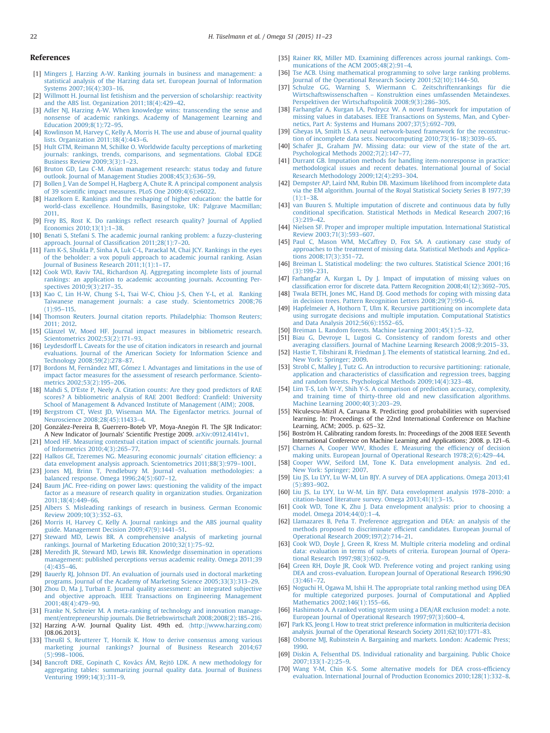## References

[1] Mingers J, Harzing A-W. Ranking journals in business and management: a statistical analysis of the Harzing data set. European Journal of Information Systems 2007;16(4):303–16.

[2] Willmott H. Journal list fetishism and the perversion of scholarship: reactivity and the ABS list. Organization 2011;18(4):429–42.

[3] Adler NJ, Harzing A-W. When knowledge wins: transcending the sense and nonsense of academic rankings. Academy of Management Learning and Education 2009;8(1):72–95.

[4] Rowlinson M, Harvey C, Kelly A, Morris H. The use and abuse of journal quality lists. Organization 2011;18(4):443–6.

[5] Hult GTM, Reimann M, Schilke O. Worldwide faculty perceptions of marketing journals: rankings, trends, comparisons, and segmentations. Global EDGE Business Review 2009;3(3):1–23.

[6] Bruton GD, Lau C-M. Asian management research: status today and future outlook. Journal of Management Studies 2008;45(3):636–59.

[7] Bollen J, Van de Sompel H, Hagberg A, Chute R. A principal component analysis of 39 scientific impact measures. PLoS One 2009;4(6):e6022.

[8] Hazelkorn E. Rankings and the reshaping of higher education: the battle for world-class excellence. Houndmills, Basingstoke, UK: Palgrave Macmillan; 2011.

[9] Frey BS, Rost K. Do rankings reflect research quality? Journal of Applied Economics 2010;13(1):1–38.

[10] Benati S, Stefani S. The academic journal ranking problem: a fuzzy-clustering approach. Journal of Classification 2011;28(1):7–20.

[11] Fam K-S, Shukla P, Sinha A, Luk C-L, Parackal M, Chai JCY. Rankings in the eyes of the beholder: a vox populi approach to academic journal ranking. Asian Journal of Business Research 2011;1(1):1–17.

[12] Cook WD, Raviv TAL, Richardson AJ. Aggregating incomplete lists of journal rankings: an application to academic accounting journals. Accounting Perspectives 2010;9(3):217–35.

[13] Kao C, Lin H-W, Chung S-L, Tsai W-C, Chiou J-S, Chen Y-L, et al. Ranking Taiwanese management journals: a case study. Scientometrics 2008;76 (1):95–115.

[14] Thomson Reuters. Journal citation reports. Philadelphia: Thomson Reuters; 2011; 2012.

[15] Glänzel W, Moed HF. Journal impact measures in bibliometric research. Scientometrics 2002;53(2):171–93.

[16] Leydesdorff L. Caveats for the use of citation indicators in research and journal evaluations. Journal of the American Society for Information Science and Technology 2008;59(2):278–87.

[17] Bordons M, Fernández MT, Gómez I. Advantages and limitations in the use of impact factor measures for the assessment of research performance. Scientometrics 2002;53(2):195–206.

[18] Mahdi S, D'Este P, Neely A. Citation counts: Are they good predictors of RAE scores? A bibliometric analysis of RAE 2001 Bedford: Cranfield: University School of Management & Advanced Institute of Management (AIM); 2008.

[19] Bergstrom CT, West JD, Wiseman MA. The Eigenfactor metrics. Journal of Neuroscience 2008;28(45):11433–4.

[20] González-Pereira B, Guerrero-Boteb VP, Moya-Anegón Fl. The SJR Indicator: A New Indicator of Journals' Scientific Prestige 2009. arXiv:0912.4141v1.

[21] Moed HF. Measuring contextual citation impact of scientific journals. Journal of Informetrics 2010;4(3):265–77.

[22] Halkos GE, Tzeremes NG. Measuring economic journals' citation efficiency: a data envelopment analysis approach. Scientometrics 2011;88(3):979–1001.

[23] Jones MJ, Brinn T, Pendlebury M. Journal evaluation methodologies: a balanced response. Omega 1996;24(5):607–12.

[24] Baum JAC. Free-riding on power laws: questioning the validity of the impact factor as a measure of research quality in organization studies. Organization 2011;18(4):449–66.

[25] Albers S. Misleading rankings of research in business. German Economic Review 2009;10(3):352–63.

[26] Morris H, Harvey C, Kelly A. Journal rankings and the ABS journal quality guide. Management Decision 2009;47(9):1441–51.

[27] Steward MD, Lewis BR. A comprehensive analysis of marketing journal rankings. Journal of Marketing Education 2010;32(1):75–92.

[28] Meredith JR, Steward MD, Lewis BR. Knowledge dissemination in operations management: published perceptions versus academic reality. Omega 2011;39 (4):435–46.

[29] Bauerly RJ, Johnson DT. An evaluation of journals used in doctoral marketing programs. Journal of the Academy of Marketing Science 2005;33(3):313–29.

[30] Zhou D, Ma J, Turban E. Journal quality assessment: an integrated subjective and objective approach. IEEE Transactions on Engineering Management 2001;48(4):479–90.

[31] Franke N, Schreier M. A meta-ranking of technology and innovation management/entrepreneurship journals. Die Betriebswirtschaft 2008;2008(2):185–216.

[32] Harzing A-W. Journal Quality List. 49th ed. ⟨http://www.harzing.com⟩ [08.06.2013].

[33] Theußl S, Reutterer T, Hornik K. How to derive consensus among various marketing journal rankings? Journal of Business Research 2014;67 (5):998–1006.

[34] Bancroft DRE, Gopinath C, Kovács ÁM, Rejtö LDK. A new methodology for aggregating tables: summarizing journal quality data. Journal of Business Venturing 1999;14(3):311–9.

[35] Rainer RK, Miller MD. Examining differences across journal rankings. Communications of the ACM 2005;48(2):91–4.

[36] Tse ACB. Using mathematical programming to solve large ranking problems. Journal of the Operational Research Society 2001;52(10):1144–50.

[37] Schulze GG, Warning S, Wiermann C. Zeitschriftenrankings für die Wirtschaftswissenschaften – Konstruktion eines umfassenden Metaindexes. Perspektiven der Wirtschaftspolitik 2008;9(3):286–305.

[38] Farhangfar A, Kurgan LA, Pedrycz W. A novel framework for imputation of missing values in databases. IEEE Transactions on Systems, Man, and Cybernetics, Part A: Systems and Humans 2007;37(5):692–709.

[39] Gheyas IA, Smith LS. A neural network-based framework for the reconstruction of incomplete data sets. Neurocomputing 2010;73(16–18):3039–65.

[40] Schafer JL, Graham JW. Missing data: our view of the state of the art. Psychological Methods 2002;7(2):147–77.

[41] Durrant GB. Imputation methods for handling item-nonresponse in practice: methodological issues and recent debates. International Journal of Social Research Methodology 2009;12(4):293–304.

[42] Dempster AP, Laird NM, Rubin DB. Maximum likelihood from incomplete data via the EM algorithm. Journal of the Royal Statistical Society Series B 1977;39 (1):1–38.

[43] van Buuren S. Multiple imputation of discrete and continuous data by fully conditional specification. Statistical Methods in Medical Research 2007;16 (3):219–42.

[44] Nielsen SF. Proper and improper multiple imputation. International Statistical Review 2003;71(3):593–607.

[45] Paul C, Mason WM, McCaffrey D, Fox SA. A cautionary case study of approaches to the treatment of missing data. Statistical Methods and Applications 2008;17(3):351–72.

[46] Breiman L. Statistical modeling: the two cultures. Statistical Science 2001;16 (3):199–231.

[47] Farhangfar A, Kurgan L, Dy J. Impact of imputation of missing values on classification error for discrete data. Pattern Recognition 2008;41(12):3692–705.

[48] Twala BETH, Jones MC, Hand DJ. Good methods for coping with missing data in decision trees. Pattern Recognition Letters 2008;29(7):950–6.

[49] Hapfelmeier A, Hothorn T, Ulm K. Recursive partitioning on incomplete data using surrogate decisions and multiple imputation. Computational Statistics and Data Analysis 2012;56(6):1552–65.

[50] Breiman L. Random forests. Machine Learning 2001;45(1):5–32.

[51] Biau G, Devroye L, Lugosi G. Consistency of random forests and other averaging classifiers. Journal of Machine Learning Research 2008;9:2015–33.

[52] Hastie T, Tibshirani R, Friedman J. The elements of statistical learning. 2nd ed.. New York: Springer; 2009.

[53] Strobl C, Malley J, Tutz G. An introduction to recursive partitioning: rationale, application and characteristics of classification and regression trees, bagging and random forests. Psychological Methods 2009;14(4):323–48.

[54] Lim T-S, Loh W-Y, Shih Y-S. A comparison of prediction accuracy, complexity, and training time of thirty-three old and new classification algorithms. Machine Learning 2000;40(3):203–29.

[55] Niculescu-Mizil A, Caruana R. Predicting good probabilities with supervised learning. In: Proceedings of the 22nd International Conference on Machine Learning, ACM; 2005. p. 625–32.

[56] Boström H. Calibrating random forests. In: Proceedings of the 2008 IEEE Seventh International Conference on Machine Learning and Applications; 2008. p. 121–6.

[57] Charnes A, Cooper WW, Rhodes E. Measuring the efficiency of decision making units. European Journal of Operational Research 1978;2(6):429–44.

[58] Cooper WW, Seiford LM, Tone K. Data envelopment analysis. 2nd ed.. New York: Springer; 2007.

[59] Liu JS, Lu LYY, Lu W-M, Lin BJY. A survey of DEA applications. Omega 2013;41 (5):893–902.

[60] Liu JS, Lu LYY, Lu W-M, Lin BJY. Data envelopment analysis 1978–2010: a citation-based literature survey. Omega 2013;41(1):3–15.

[61] Cook WD, Tone K, Zhu J. Data envelopment analysis: prior to choosing a model. Omega 2014;44(0):1–4.

[62] Llamazares B, Peña T. Preference aggregation and DEA: an analysis of the methods proposed to discriminate efficient candidates. European Journal of Operational Research 2009;197(2):714–21.

[63] Cook WD, Doyle J, Green R, Kress M. Multiple criteria modeling and ordinal data: evaluation in terms of subsets of criteria. European Journal of Operational Research 1997;98(3):602–9.

[64] Green RH, Doyle JR, Cook WD. Preference voting and project ranking using DEA and cross-evaluation. European Journal of Operational Research 1996;90 (3):461–72.

[65] Noguchi H, Ogawa M, Ishii H. The appropriate total ranking method using DEA for multiple categorized purposes. Journal of Computational and Applied Mathematics 2002;146(1):155–66.

[66] Hashimoto A. A ranked voting system using a DEA/AR exclusion model: a note. European Journal of Operational Research 1997;97(3):600–4.

[67] Park KS, Jeong I. How to treat strict preference information in multicriteria decision analysis. Journal of the Operational Research Society 2011;62(10):1771–83.

[68] Osborne MJ, Rubinstein A. Bargaining and markets. London: Academic Press; 1990.

[69] Diskin A, Felsenthal DS. Individual rationality and bargaining. Public Choice 2007;133(1-2):25–9.

[70] Wang Y-M, Chin K-S. Some alternative models for DEA cross-efficiency evaluation. International Journal of Production Economics 2010;128(1):332–8.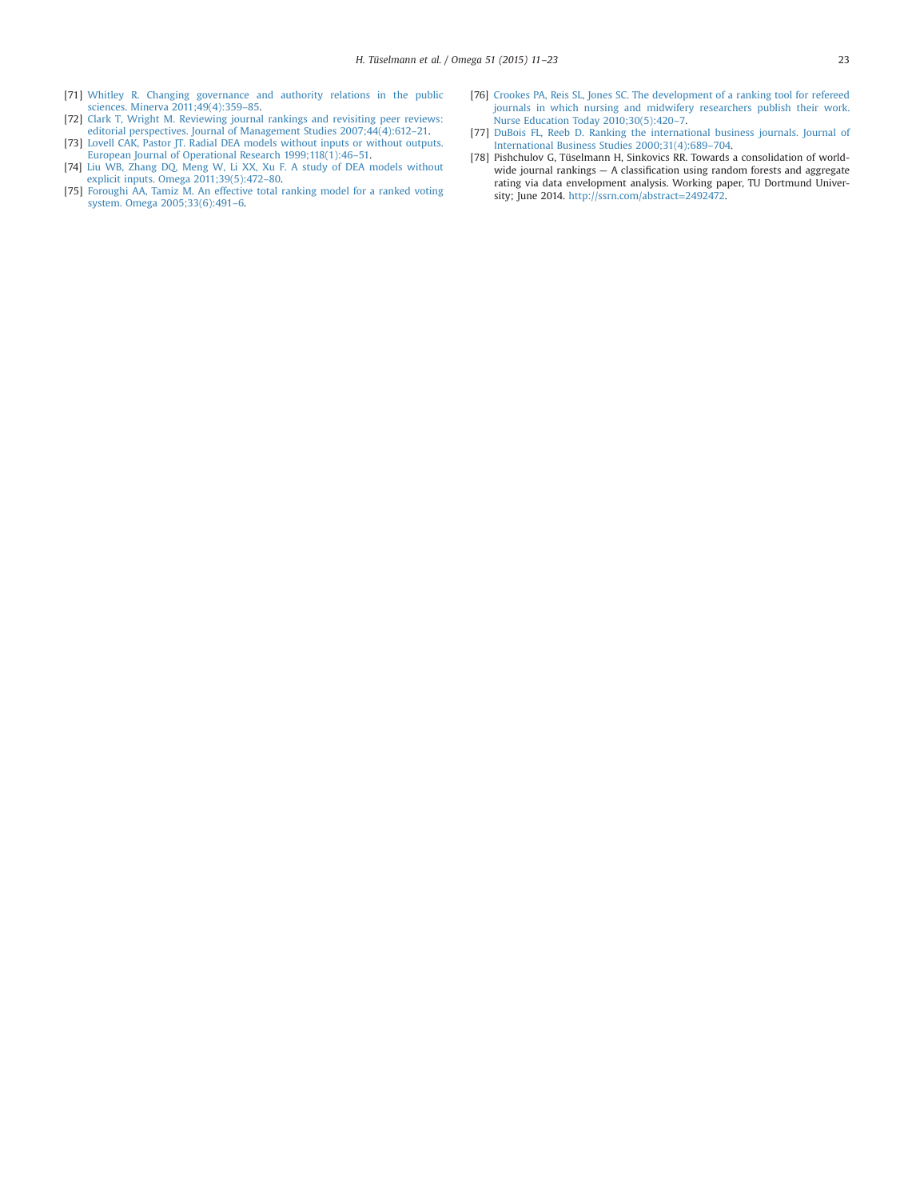[71] Whitley R. Changing governance and authority relations in the public sciences. Minerva 2011;49(4):359–85.

[72] Clark T, Wright M. Reviewing journal rankings and revisiting peer reviews: editorial perspectives. Journal of Management Studies 2007;44(4):612–21.

[73] Lovell CAK, Pastor JT. Radial DEA models without inputs or without outputs. European Journal of Operational Research 1999;118(1):46–51.

[74] Liu WB, Zhang DQ, Meng W, Li XX, Xu F. A study of DEA models without explicit inputs. Omega 2011;39(5):472–80.

[75] Foroughi AA, Tamiz M. An effective total ranking model for a ranked voting system. Omega 2005;33(6):491–6.

[76] Crookes PA, Reis SL, Jones SC. The development of a ranking tool for refereed journals in which nursing and midwifery researchers publish their work. Nurse Education Today 2010;30(5):420–7.

[77] DuBois FL, Reeb D. Ranking the international business journals. Journal of International Business Studies 2000;31(4):689–704.

[78] Pishchulov G, Tüselmann H, Sinkovics RR. Towards a consolidation of worldwide journal rankings — A classification using random forests and aggregate rating via data envelopment analysis. Working paper, TU Dortmund University; June 2014. http://ssrn.com/abstract=2492472.